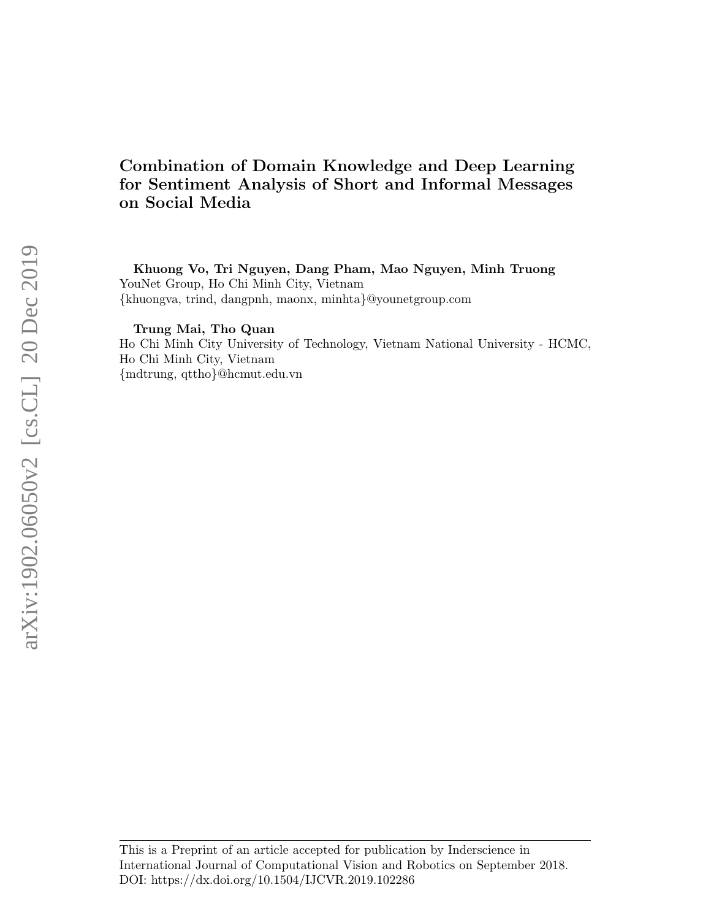# Combination of Domain Knowledge and Deep Learning for Sentiment Analysis of Short and Informal Messages on Social Media

**Khuong Vo, Tri Nguyen, Dang Pham, Mao Nguyen, Minh Truong**
YouNet Group, Ho Chi Minh City, Vietnam
{khuongva, trind, dangpnh, maonx, minhta}@younetgroup.com

**Trung Mai, Tho Quan**
Ho Chi Minh City University of Technology, Vietnam National University - HCMC, Ho Chi Minh City, Vietnam
{mdtrung, qttho}@hcmut.edu.vn

---

This is a Preprint of an article accepted for publication by Inderscience in International Journal of Computational Vision and Robotics on September 2018.
DOI: https://dx.doi.org/10.1504/IJCVR.2019.102286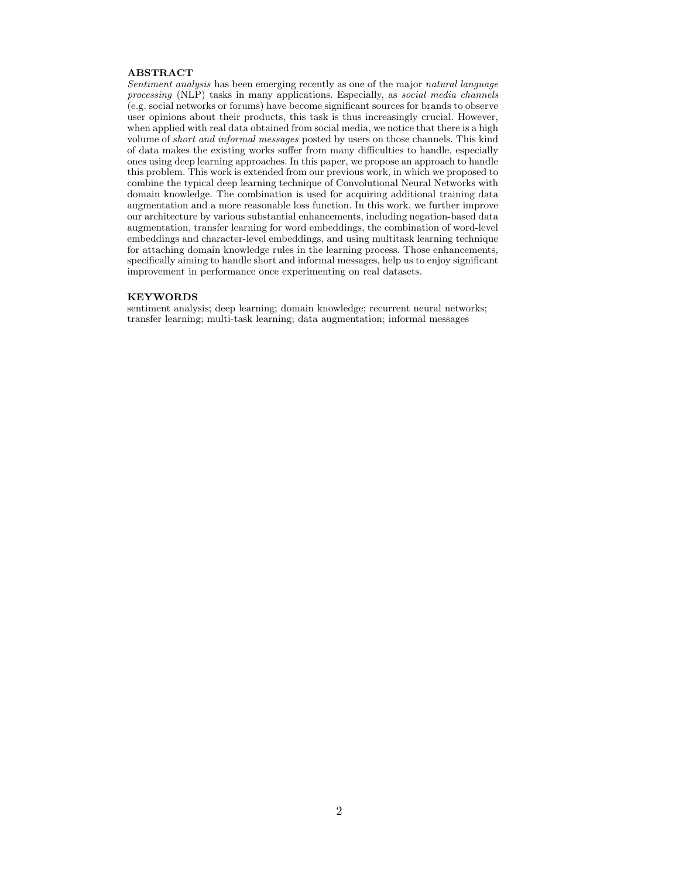## ABSTRACT

*Sentiment analysis* has been emerging recently as one of the major *natural language processing* (NLP) tasks in many applications. Especially, as *social media channels* (e.g. social networks or forums) have become significant sources for brands to observe user opinions about their products, this task is thus increasingly crucial. However, when applied with real data obtained from social media, we notice that there is a high volume of *short and informal messages* posted by users on those channels. This kind of data makes the existing works suffer from many difficulties to handle, especially ones using deep learning approaches. In this paper, we propose an approach to handle this problem. This work is extended from our previous work, in which we proposed to combine the typical deep learning technique of Convolutional Neural Networks with domain knowledge. The combination is used for acquiring additional training data augmentation and a more reasonable loss function. In this work, we further improve our architecture by various substantial enhancements, including negation-based data augmentation, transfer learning for word embeddings, the combination of word-level embeddings and character-level embeddings, and using multitask learning technique for attaching domain knowledge rules in the learning process. Those enhancements, specifically aiming to handle short and informal messages, help us to enjoy significant improvement in performance once experimenting on real datasets.

## KEYWORDS

sentiment analysis; deep learning; domain knowledge; recurrent neural networks; transfer learning; multi-task learning; data augmentation; informal messages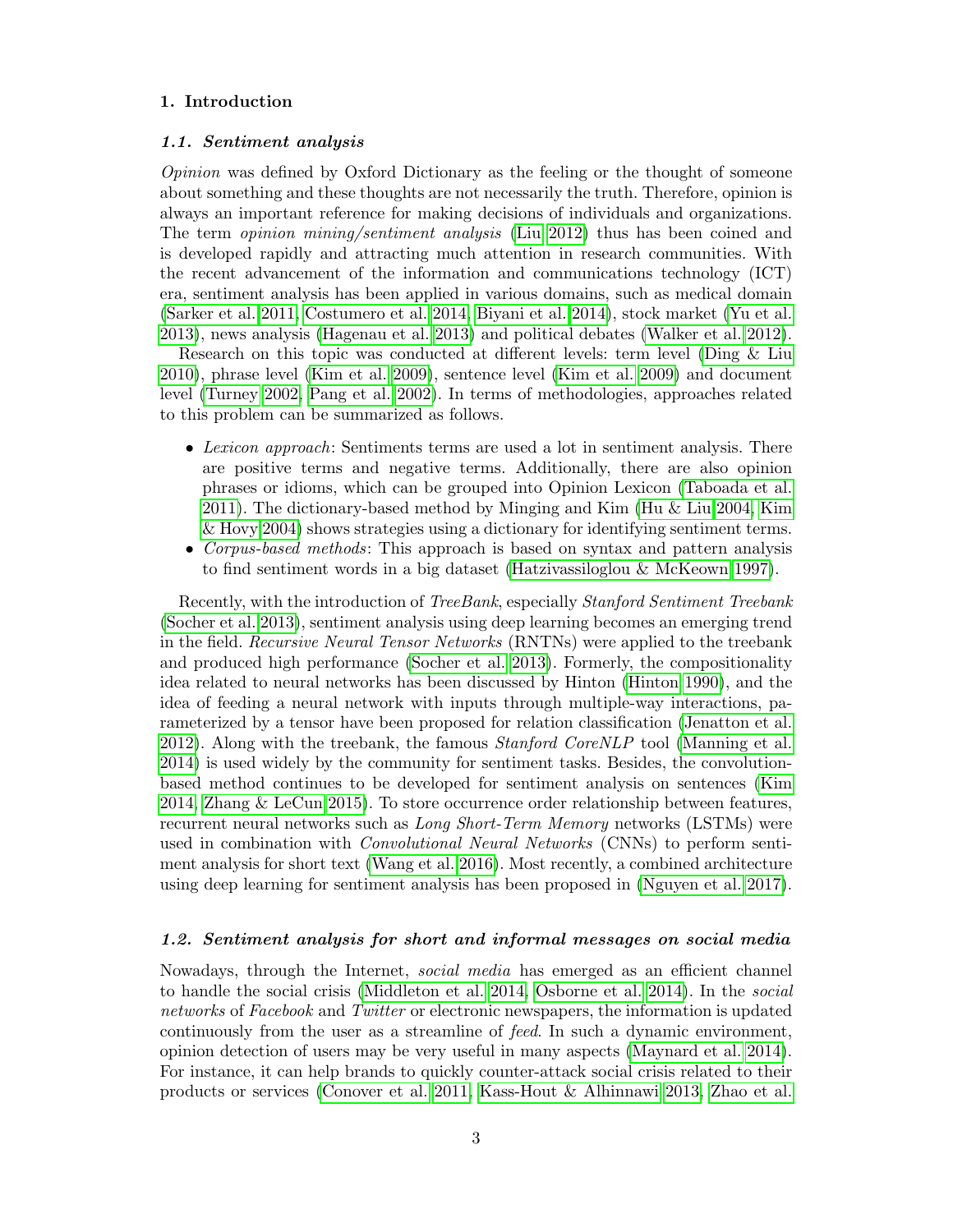# 1. Introduction

## 1.1. Sentiment analysis

*Opinion* was defined by Oxford Dictionary as the feeling or the thought of someone about something and these thoughts are not necessarily the truth. Therefore, opinion is always an important reference for making decisions of individuals and organizations. The term *opinion mining/sentiment analysis* (Liu 2012) thus has been coined and is developed rapidly and attracting much attention in research communities. With the recent advancement of the information and communications technology (ICT) era, sentiment analysis has been applied in various domains, such as medical domain (Sarker et al. 2011, Costumero et al. 2014, Biyani et al. 2014), stock market (Yu et al. 2013), news analysis (Hagenau et al. 2013) and political debates (Walker et al. 2012).

Research on this topic was conducted at different levels: term level (Ding & Liu 2010), phrase level (Kim et al. 2009), sentence level (Kim et al. 2009) and document level (Turney 2002, Pang et al. 2002). In terms of methodologies, approaches related to this problem can be summarized as follows.

- *Lexicon approach*: Sentiments terms are used a lot in sentiment analysis. There are positive terms and negative terms. Additionally, there are also opinion phrases or idioms, which can be grouped into Opinion Lexicon (Taboada et al. 2011). The dictionary-based method by Minging and Kim (Hu & Liu 2004, Kim & Hovy 2004) shows strategies using a dictionary for identifying sentiment terms.
- *Corpus-based methods*: This approach is based on syntax and pattern analysis to find sentiment words in a big dataset (Hatzivassiloglou & McKeown 1997).

Recently, with the introduction of *TreeBank*, especially *Stanford Sentiment Treebank* (Socher et al. 2013), sentiment analysis using deep learning becomes an emerging trend in the field. *Recursive Neural Tensor Networks* (RNTNs) were applied to the treebank and produced high performance (Socher et al. 2013). Formerly, the compositionality idea related to neural networks has been discussed by Hinton (Hinton 1990), and the idea of feeding a neural network with inputs through multiple-way interactions, parameterized by a tensor have been proposed for relation classification (Jenatton et al. 2012). Along with the treebank, the famous *Stanford CoreNLP* tool (Manning et al. 2014) is used widely by the community for sentiment tasks. Besides, the convolution-based method continues to be developed for sentiment analysis on sentences (Kim 2014, Zhang & LeCun 2015). To store occurrence order relationship between features, recurrent neural networks such as *Long Short-Term Memory* networks (LSTMs) were used in combination with *Convolutional Neural Networks* (CNNs) to perform sentiment analysis for short text (Wang et al. 2016). Most recently, a combined architecture using deep learning for sentiment analysis has been proposed in (Nguyen et al. 2017).

## 1.2. Sentiment analysis for short and informal messages on social media

Nowadays, through the Internet, *social media* has emerged as an efficient channel to handle the social crisis (Middleton et al. 2014, Osborne et al. 2014). In the *social networks* of *Facebook* and *Twitter* or electronic newspapers, the information is updated continuously from the user as a streamline of *feed*. In such a dynamic environment, opinion detection of users may be very useful in many aspects (Maynard et al. 2014). For instance, it can help brands to quickly counter-attack social crisis related to their products or services (Conover et al. 2011, Kass-Hout & Alhinnawi 2013, Zhao et al.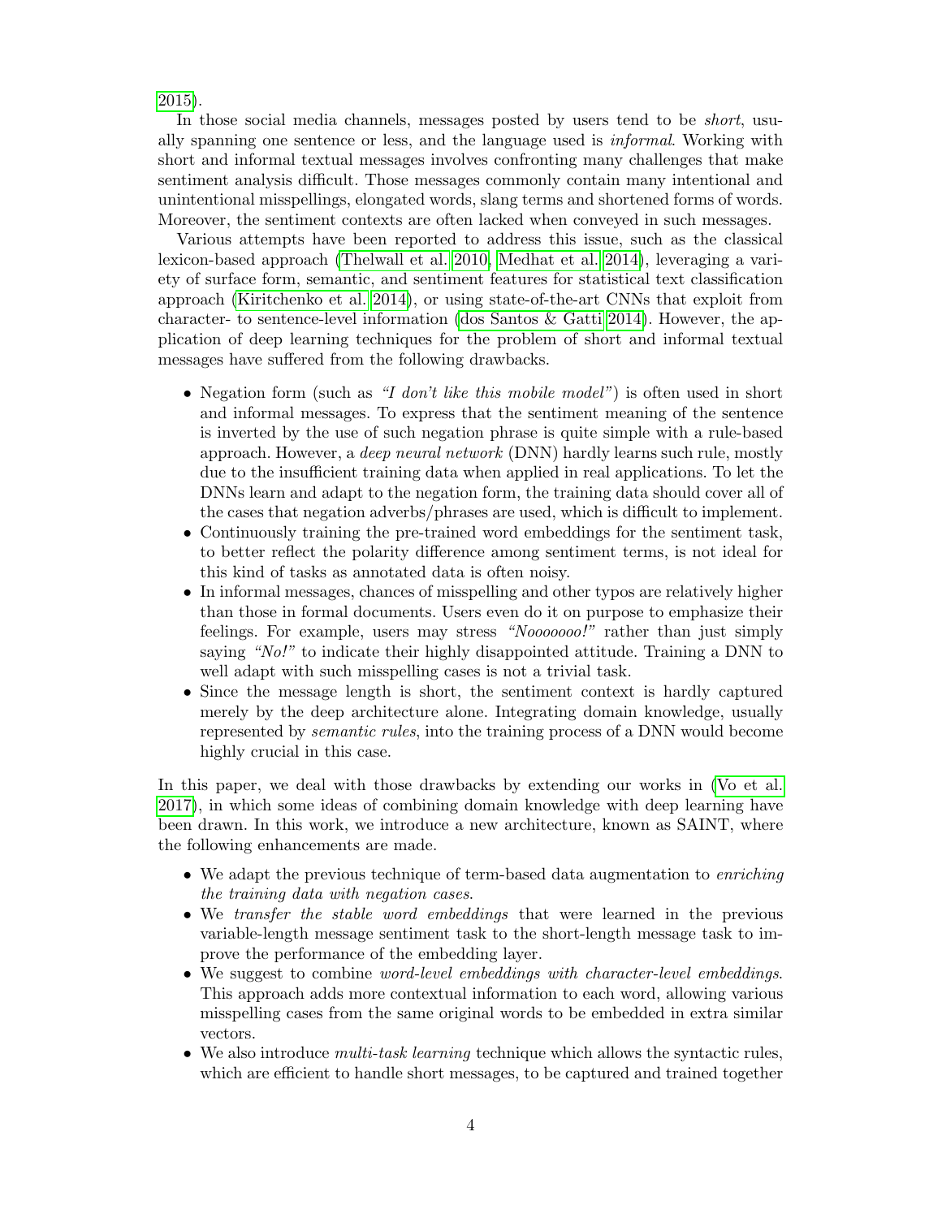2015).

In those social media channels, messages posted by users tend to be *short*, usually spanning one sentence or less, and the language used is *informal*. Working with short and informal textual messages involves confronting many challenges that make sentiment analysis difficult. Those messages commonly contain many intentional and unintentional misspellings, elongated words, slang terms and shortened forms of words. Moreover, the sentiment contexts are often lacked when conveyed in such messages.

Various attempts have been reported to address this issue, such as the classical lexicon-based approach (Thelwall et al. 2010, Medhat et al. 2014), leveraging a variety of surface form, semantic, and sentiment features for statistical text classification approach (Kiritchenko et al. 2014), or using state-of-the-art CNNs that exploit from character- to sentence-level information (dos Santos & Gatti 2014). However, the application of deep learning techniques for the problem of short and informal textual messages have suffered from the following drawbacks.

- Negation form (such as *"I don't like this mobile model"*) is often used in short and informal messages. To express that the sentiment meaning of the sentence is inverted by the use of such negation phrase is quite simple with a rule-based approach. However, a *deep neural network* (DNN) hardly learns such rule, mostly due to the insufficient training data when applied in real applications. To let the DNNs learn and adapt to the negation form, the training data should cover all of the cases that negation adverbs/phrases are used, which is difficult to implement.
- Continuously training the pre-trained word embeddings for the sentiment task, to better reflect the polarity difference among sentiment terms, is not ideal for this kind of tasks as annotated data is often noisy.
- In informal messages, chances of misspelling and other typos are relatively higher than those in formal documents. Users even do it on purpose to emphasize their feelings. For example, users may stress *"Nooooooo!"* rather than just simply saying *"No!"* to indicate their highly disappointed attitude. Training a DNN to well adapt with such misspelling cases is not a trivial task.
- Since the message length is short, the sentiment context is hardly captured merely by the deep architecture alone. Integrating domain knowledge, usually represented by *semantic rules*, into the training process of a DNN would become highly crucial in this case.

In this paper, we deal with those drawbacks by extending our works in (Vo et al. 2017), in which some ideas of combining domain knowledge with deep learning have been drawn. In this work, we introduce a new architecture, known as SAINT, where the following enhancements are made.

- We adapt the previous technique of term-based data augmentation to *enriching the training data with negation cases*.
- We *transfer the stable word embeddings* that were learned in the previous variable-length message sentiment task to the short-length message task to improve the performance of the embedding layer.
- We suggest to combine *word-level embeddings with character-level embeddings*. This approach adds more contextual information to each word, allowing various misspelling cases from the same original words to be embedded in extra similar vectors.
- We also introduce *multi-task learning* technique which allows the syntactic rules, which are efficient to handle short messages, to be captured and trained together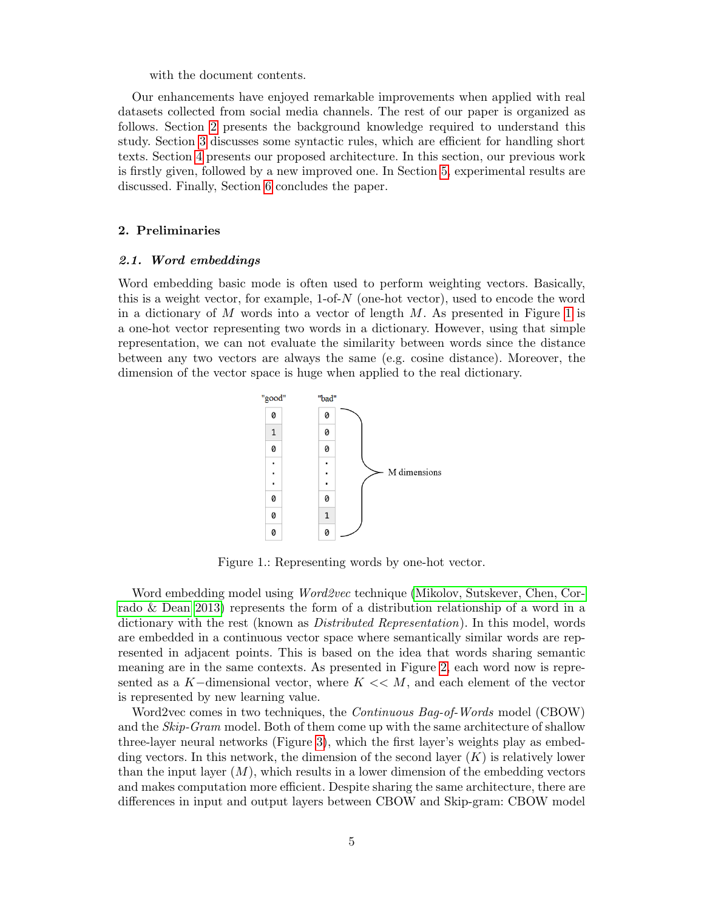with the document contents.

Our enhancements have enjoyed remarkable improvements when applied with real datasets collected from social media channels. The rest of our paper is organized as follows. Section 2 presents the background knowledge required to understand this study. Section 3 discusses some syntactic rules, which are efficient for handling short texts. Section 4 presents our proposed architecture. In this section, our previous work is firstly given, followed by a new improved one. In Section 5, experimental results are discussed. Finally, Section 6 concludes the paper.

## 2. Preliminaries

### *2.1. Word embeddings*

Word embedding basic mode is often used to perform weighting vectors. Basically, this is a weight vector, for example, 1-of-$N$ (one-hot vector), used to encode the word in a dictionary of $M$ words into a vector of length $M$. As presented in Figure 1 is a one-hot vector representing two words in a dictionary. However, using that simple representation, we can not evaluate the similarity between words since the distance between any two vectors are always the same (e.g. cosine distance). Moreover, the dimension of the vector space is huge when applied to the real dictionary.

| "good" | "bad" |
|---|---|
| 0 | 0 |
| 1 | 0 |
| 0 | 0 |
| . | . |
| . | . |
| . | . |
| 0 | 0 |
| 0 | 1 |
| 0 | 0 |

M dimensions

Figure 1.: Representing words by one-hot vector.

Word embedding model using *Word2vec* technique (Mikolov, Sutskever, Chen, Corrado & Dean 2013) represents the form of a distribution relationship of a word in a dictionary with the rest (known as *Distributed Representation*). In this model, words are embedded in a continuous vector space where semantically similar words are represented in adjacent points. This is based on the idea that words sharing semantic meaning are in the same contexts. As presented in Figure 2, each word now is represented as a $K-$dimensional vector, where $K << M$, and each element of the vector is represented by new learning value.

Word2vec comes in two techniques, the *Continuous Bag-of-Words* model (CBOW) and the *Skip-Gram* model. Both of them come up with the same architecture of shallow three-layer neural networks (Figure 3), which the first layer's weights play as embedding vectors. In this network, the dimension of the second layer ($K$) is relatively lower than the input layer ($M$), which results in a lower dimension of the embedding vectors and makes computation more efficient. Despite sharing the same architecture, there are differences in input and output layers between CBOW and Skip-gram: CBOW model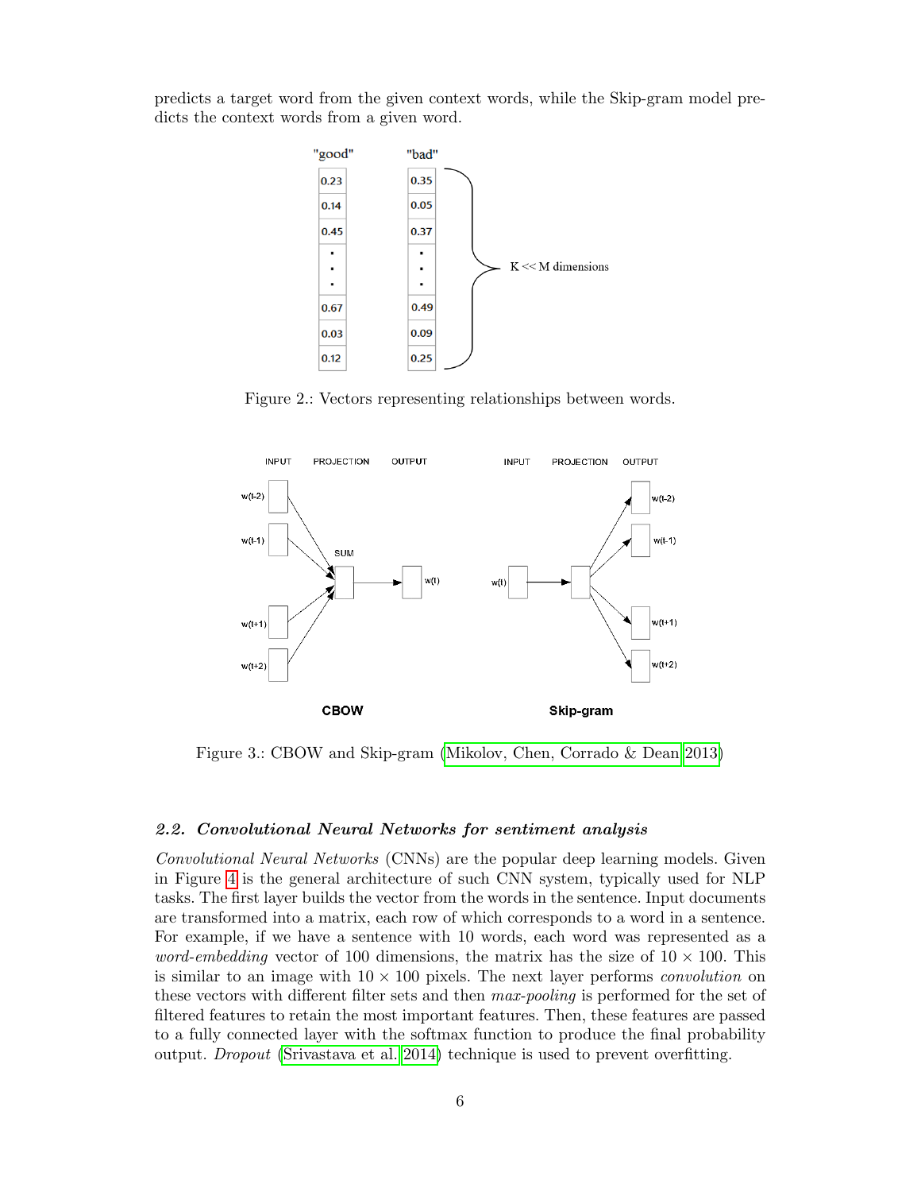predicts a target word from the given context words, while the Skip-gram model predicts the context words from a given word.

Figure 2.: Vectors representing relationships between words.

Figure 3.: CBOW and Skip-gram (Mikolov, Chen, Corrado & Dean 2013)

### *2.2. Convolutional Neural Networks for sentiment analysis*

*Convolutional Neural Networks* (CNNs) are the popular deep learning models. Given in Figure 4 is the general architecture of such CNN system, typically used for NLP tasks. The first layer builds the vector from the words in the sentence. Input documents are transformed into a matrix, each row of which corresponds to a word in a sentence. For example, if we have a sentence with 10 words, each word was represented as a *word-embedding* vector of 100 dimensions, the matrix has the size of $10 \times 100$. This is similar to an image with $10 \times 100$ pixels. The next layer performs *convolution* on these vectors with different filter sets and then *max-pooling* is performed for the set of filtered features to retain the most important features. Then, these features are passed to a fully connected layer with the softmax function to produce the final probability output. *Dropout* (Srivastava et al. 2014) technique is used to prevent overfitting.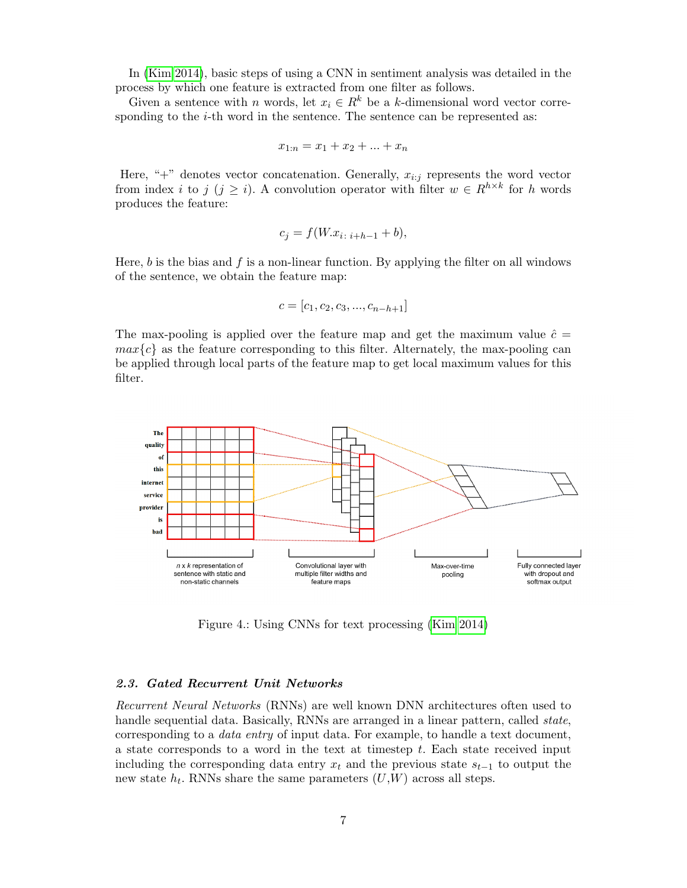In (Kim 2014), basic steps of using a CNN in sentiment analysis was detailed in the process by which one feature is extracted from one filter as follows.

Given a sentence with $n$ words, let $x_i \in R^k$ be a $k$-dimensional word vector corresponding to the $i$-th word in the sentence. The sentence can be represented as:

$$x_{1:n} = x_1 + x_2 + ... + x_n$$

Here, "+" denotes vector concatenation. Generally, $x_{i:j}$ represents the word vector from index $i$ to $j$ ($j \geq i$). A convolution operator with filter $w \in R^{h \times k}$ for $h$ words produces the feature:

$$c_j = f(W.x_{i:\,i+h-1} + b),$$

Here, $b$ is the bias and $f$ is a non-linear function. By applying the filter on all windows of the sentence, we obtain the feature map:

$$c = [c_1, c_2, c_3, ..., c_{n-h+1}]$$

The max-pooling is applied over the feature map and get the maximum value $\hat{c} = max\{c\}$ as the feature corresponding to this filter. Alternately, the max-pooling can be applied through local parts of the feature map to get local maximum values for this filter.

Figure 4.: Using CNNs for text processing (Kim 2014)

### *2.3. Gated Recurrent Unit Networks*

*Recurrent Neural Networks* (RNNs) are well known DNN architectures often used to handle sequential data. Basically, RNNs are arranged in a linear pattern, called *state*, corresponding to a *data entry* of input data. For example, to handle a text document, a state corresponds to a word in the text at timestep $t$. Each state received input including the corresponding data entry $x_t$ and the previous state $s_{t-1}$ to output the new state $h_t$. RNNs share the same parameters ($U$,$W$) across all steps.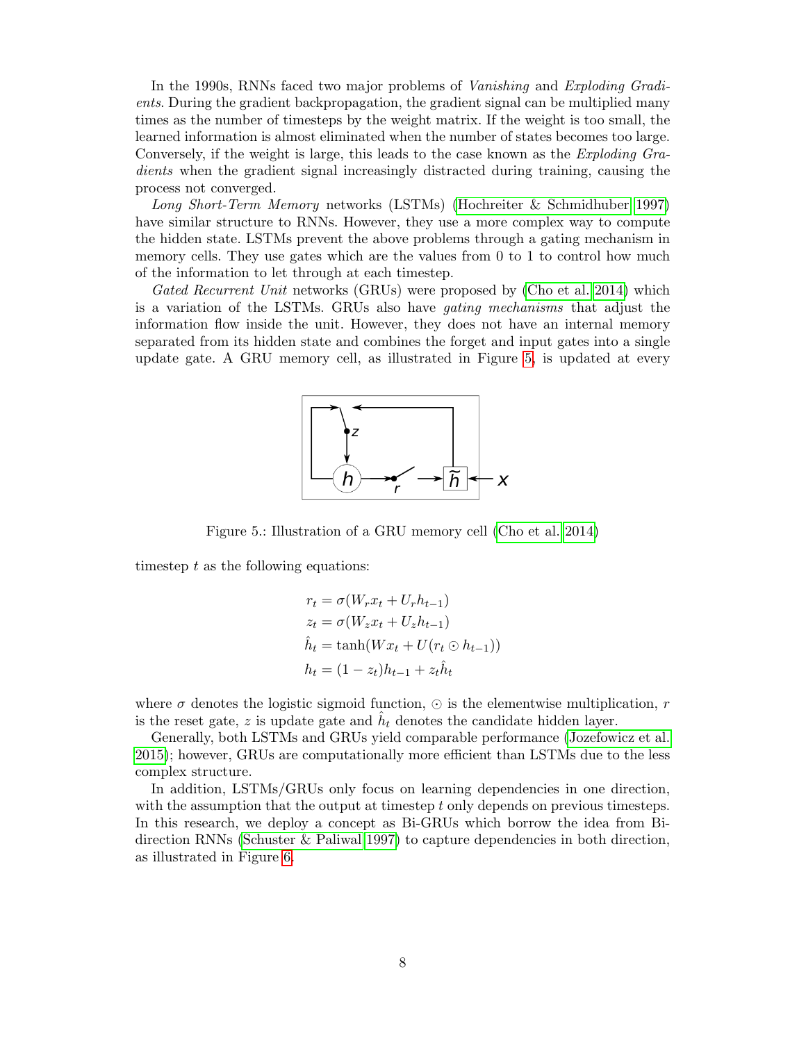In the 1990s, RNNs faced two major problems of *Vanishing* and *Exploding Gradients*. During the gradient backpropagation, the gradient signal can be multiplied many times as the number of timesteps by the weight matrix. If the weight is too small, the learned information is almost eliminated when the number of states becomes too large. Conversely, if the weight is large, this leads to the case known as the *Exploding Gradients* when the gradient signal increasingly distracted during training, causing the process not converged.

*Long Short-Term Memory* networks (LSTMs) (Hochreiter & Schmidhuber 1997) have similar structure to RNNs. However, they use a more complex way to compute the hidden state. LSTMs prevent the above problems through a gating mechanism in memory cells. They use gates which are the values from 0 to 1 to control how much of the information to let through at each timestep.

*Gated Recurrent Unit* networks (GRUs) were proposed by (Cho et al. 2014) which is a variation of the LSTMs. GRUs also have *gating mechanisms* that adjust the information flow inside the unit. However, they does not have an internal memory separated from its hidden state and combines the forget and input gates into a single update gate. A GRU memory cell, as illustrated in Figure 5, is updated at every

Figure 5.: Illustration of a GRU memory cell (Cho et al. 2014)

timestep $t$ as the following equations:

$$
\begin{aligned}
r_t &= \sigma(W_r x_t + U_r h_{t-1}) \\
z_t &= \sigma(W_z x_t + U_z h_{t-1}) \\
\hat{h}_t &= \tanh(W x_t + U(r_t \odot h_{t-1})) \\
h_t &= (1 - z_t) h_{t-1} + z_t \hat{h}_t
\end{aligned}
$$

where $\sigma$ denotes the logistic sigmoid function, $\odot$ is the elementwise multiplication, $r$ is the reset gate, $z$ is update gate and $\hat{h}_t$ denotes the candidate hidden layer.

Generally, both LSTMs and GRUs yield comparable performance (Jozefowicz et al. 2015); however, GRUs are computationally more efficient than LSTMs due to the less complex structure.

In addition, LSTMs/GRUs only focus on learning dependencies in one direction, with the assumption that the output at timestep $t$ only depends on previous timesteps. In this research, we deploy a concept as Bi-GRUs which borrow the idea from Bi-direction RNNs (Schuster & Paliwal 1997) to capture dependencies in both direction, as illustrated in Figure 6.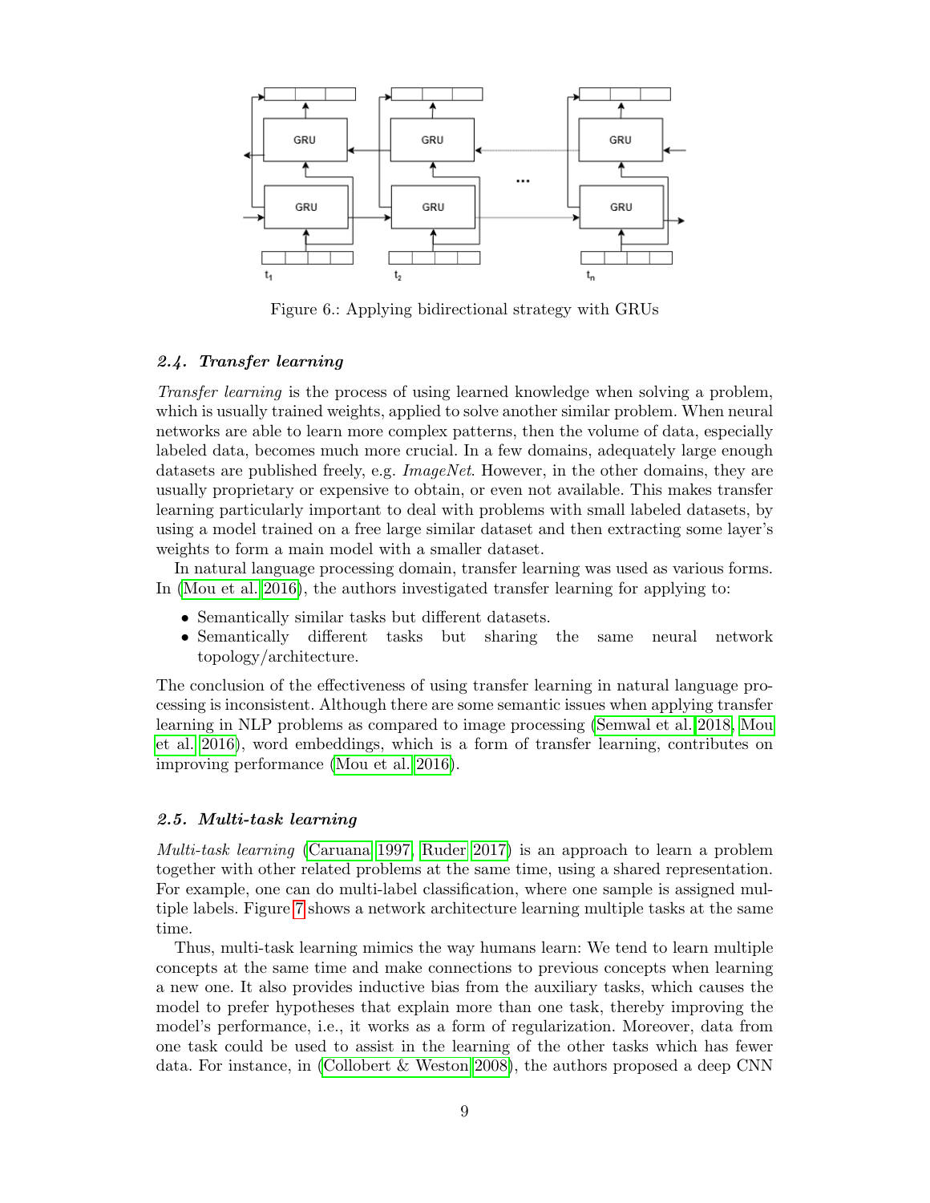Figure 6.: Applying bidirectional strategy with GRUs

### 2.4. Transfer learning

*Transfer learning* is the process of using learned knowledge when solving a problem, which is usually trained weights, applied to solve another similar problem. When neural networks are able to learn more complex patterns, then the volume of data, especially labeled data, becomes much more crucial. In a few domains, adequately large enough datasets are published freely, e.g. *ImageNet*. However, in the other domains, they are usually proprietary or expensive to obtain, or even not available. This makes transfer learning particularly important to deal with problems with small labeled datasets, by using a model trained on a free large similar dataset and then extracting some layer's weights to form a main model with a smaller dataset.

In natural language processing domain, transfer learning was used as various forms. In (Mou et al. 2016), the authors investigated transfer learning for applying to:

- Semantically similar tasks but different datasets.
- Semantically different tasks but sharing the same neural network topology/architecture.

The conclusion of the effectiveness of using transfer learning in natural language processing is inconsistent. Although there are some semantic issues when applying transfer learning in NLP problems as compared to image processing (Semwal et al. 2018, Mou et al. 2016), word embeddings, which is a form of transfer learning, contributes on improving performance (Mou et al. 2016).

### 2.5. Multi-task learning

*Multi-task learning* (Caruana 1997, Ruder 2017) is an approach to learn a problem together with other related problems at the same time, using a shared representation. For example, one can do multi-label classification, where one sample is assigned multiple labels. Figure 7 shows a network architecture learning multiple tasks at the same time.

Thus, multi-task learning mimics the way humans learn: We tend to learn multiple concepts at the same time and make connections to previous concepts when learning a new one. It also provides inductive bias from the auxiliary tasks, which causes the model to prefer hypotheses that explain more than one task, thereby improving the model's performance, i.e., it works as a form of regularization. Moreover, data from one task could be used to assist in the learning of the other tasks which has fewer data. For instance, in (Collobert & Weston 2008), the authors proposed a deep CNN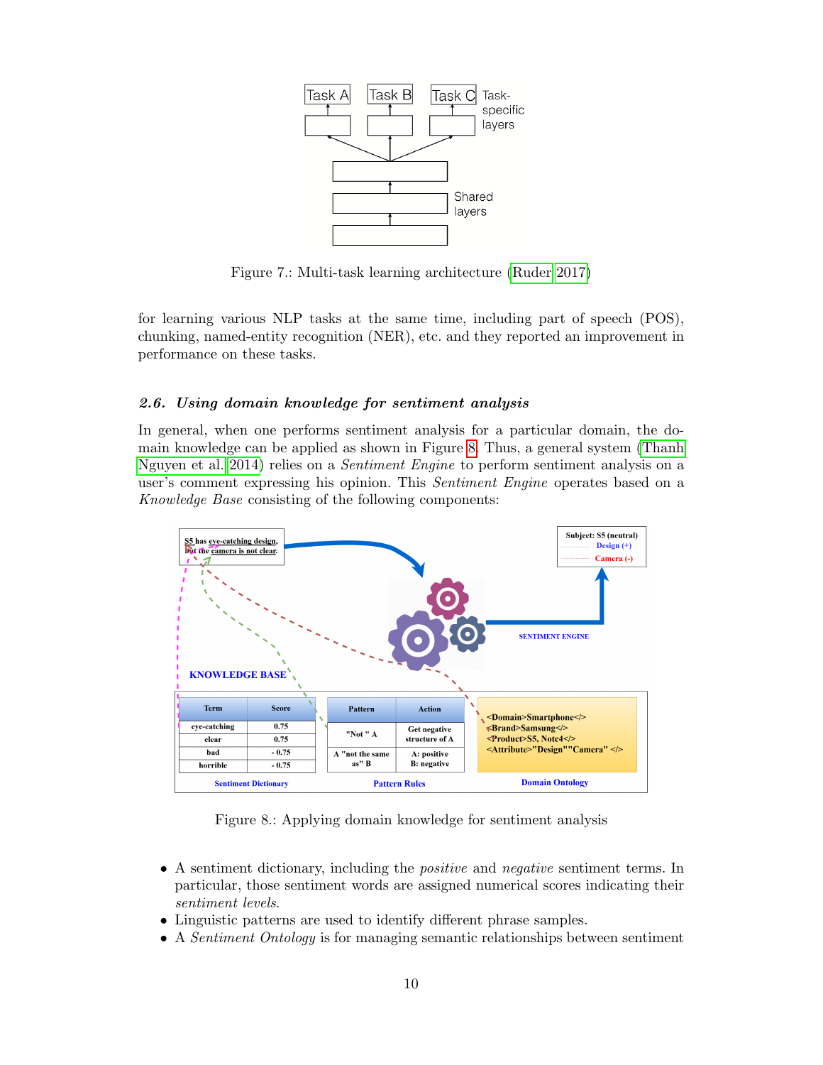Figure 7.: Multi-task learning architecture (Ruder 2017)

for learning various NLP tasks at the same time, including part of speech (POS), chunking, named-entity recognition (NER), etc. and they reported an improvement in performance on these tasks.

### *2.6. Using domain knowledge for sentiment analysis*

In general, when one performs sentiment analysis for a particular domain, the domain knowledge can be applied as shown in Figure 8. Thus, a general system (Thanh Nguyen et al. 2014) relies on a *Sentiment Engine* to perform sentiment analysis on a user's comment expressing his opinion. This *Sentiment Engine* operates based on a *Knowledge Base* consisting of the following components:

Figure 8.: Applying domain knowledge for sentiment analysis

- A sentiment dictionary, including the *positive* and *negative* sentiment terms. In particular, those sentiment words are assigned numerical scores indicating their *sentiment levels.*
- Linguistic patterns are used to identify different phrase samples.
- A *Sentiment Ontology* is for managing semantic relationships between sentiment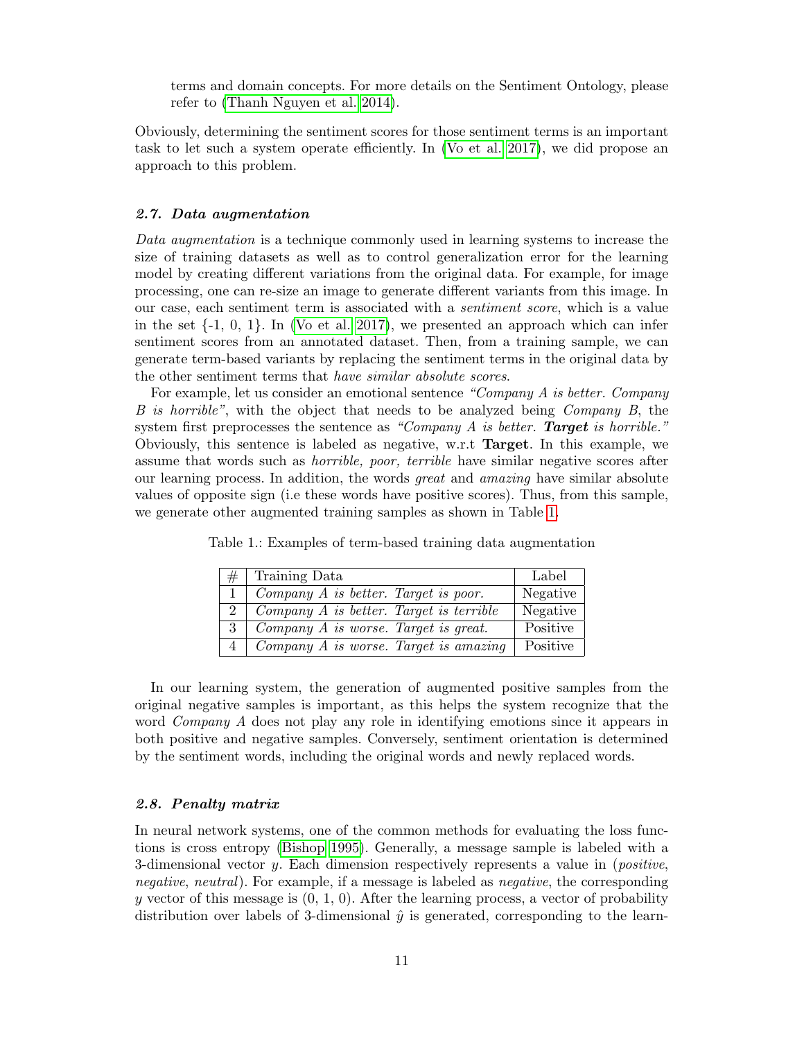terms and domain concepts. For more details on the Sentiment Ontology, please refer to (Thanh Nguyen et al. 2014).

Obviously, determining the sentiment scores for those sentiment terms is an important task to let such a system operate efficiently. In (Vo et al. 2017), we did propose an approach to this problem.

### *2.7. Data augmentation*

*Data augmentation* is a technique commonly used in learning systems to increase the size of training datasets as well as to control generalization error for the learning model by creating different variations from the original data. For example, for image processing, one can re-size an image to generate different variants from this image. In our case, each sentiment term is associated with a *sentiment score*, which is a value in the set {-1, 0, 1}. In (Vo et al. 2017), we presented an approach which can infer sentiment scores from an annotated dataset. Then, from a training sample, we can generate term-based variants by replacing the sentiment terms in the original data by the other sentiment terms that *have similar absolute scores*.

For example, let us consider an emotional sentence *"Company A is better. Company B is horrible"*, with the object that needs to be analyzed being *Company B*, the system first preprocesses the sentence as *"Company A is better. **Target** is horrible."* Obviously, this sentence is labeled as negative, w.r.t **Target**. In this example, we assume that words such as *horrible, poor, terrible* have similar negative scores after our learning process. In addition, the words *great* and *amazing* have similar absolute values of opposite sign (i.e these words have positive scores). Thus, from this sample, we generate other augmented training samples as shown in Table 1.

Table 1.: Examples of term-based training data augmentation

| # | Training Data | Label |
|---|---|---|
| 1 | *Company A is better. Target is poor.* | Negative |
| 2 | *Company A is better. Target is terrible* | Negative |
| 3 | *Company A is worse. Target is great.* | Positive |
| 4 | *Company A is worse. Target is amazing* | Positive |

In our learning system, the generation of augmented positive samples from the original negative samples is important, as this helps the system recognize that the word *Company A* does not play any role in identifying emotions since it appears in both positive and negative samples. Conversely, sentiment orientation is determined by the sentiment words, including the original words and newly replaced words.

### *2.8. Penalty matrix*

In neural network systems, one of the common methods for evaluating the loss functions is cross entropy (Bishop 1995). Generally, a message sample is labeled with a 3-dimensional vector $y$. Each dimension respectively represents a value in (*positive*, *negative*, *neutral*). For example, if a message is labeled as *negative*, the corresponding $y$ vector of this message is (0, 1, 0). After the learning process, a vector of probability distribution over labels of 3-dimensional $\hat{y}$ is generated, corresponding to the learn-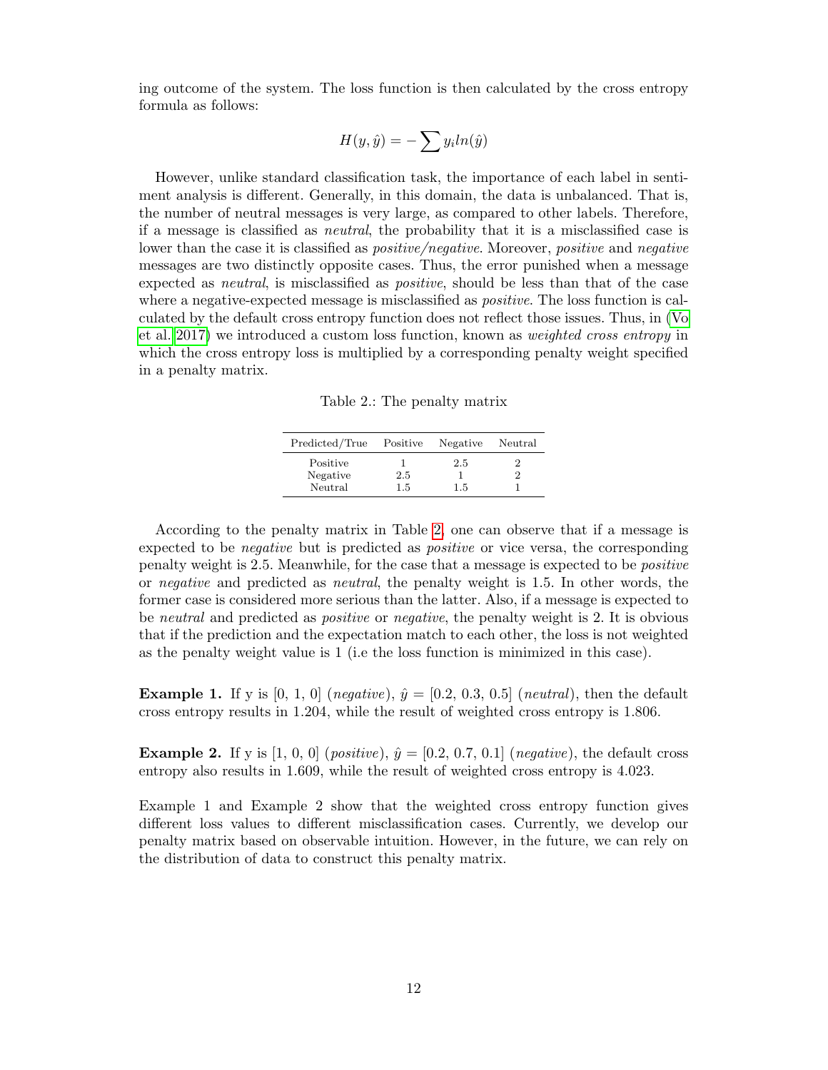ing outcome of the system. The loss function is then calculated by the cross entropy formula as follows:

$$H(y, \hat{y}) = -\sum y_i ln(\hat{y})$$

However, unlike standard classification task, the importance of each label in sentiment analysis is different. Generally, in this domain, the data is unbalanced. That is, the number of neutral messages is very large, as compared to other labels. Therefore, if a message is classified as *neutral*, the probability that it is a misclassified case is lower than the case it is classified as *positive/negative*. Moreover, *positive* and *negative* messages are two distinctly opposite cases. Thus, the error punished when a message expected as *neutral*, is misclassified as *positive*, should be less than that of the case where a negative-expected message is misclassified as *positive*. The loss function is calculated by the default cross entropy function does not reflect those issues. Thus, in (Vo et al. 2017) we introduced a custom loss function, known as *weighted cross entropy* in which the cross entropy loss is multiplied by a corresponding penalty weight specified in a penalty matrix.

Table 2.: The penalty matrix

| Predicted/True | Positive | Negative | Neutral |
|---|---|---|---|
| Positive | 1 | 2.5 | 2 |
| Negative | 2.5 | 1 | 2 |
| Neutral | 1.5 | 1.5 | 1 |

According to the penalty matrix in Table 2, one can observe that if a message is expected to be *negative* but is predicted as *positive* or vice versa, the corresponding penalty weight is 2.5. Meanwhile, for the case that a message is expected to be *positive* or *negative* and predicted as *neutral*, the penalty weight is 1.5. In other words, the former case is considered more serious than the latter. Also, if a message is expected to be *neutral* and predicted as *positive* or *negative*, the penalty weight is 2. It is obvious that if the prediction and the expectation match to each other, the loss is not weighted as the penalty weight value is 1 (i.e the loss function is minimized in this case).

**Example 1.** If y is [0, 1, 0] (*negative*), $\hat{y}$ = [0.2, 0.3, 0.5] (*neutral*), then the default cross entropy results in 1.204, while the result of weighted cross entropy is 1.806.

**Example 2.** If y is [1, 0, 0] (*positive*), $\hat{y}$ = [0.2, 0.7, 0.1] (*negative*), the default cross entropy also results in 1.609, while the result of weighted cross entropy is 4.023.

Example 1 and Example 2 show that the weighted cross entropy function gives different loss values to different misclassification cases. Currently, we develop our penalty matrix based on observable intuition. However, in the future, we can rely on the distribution of data to construct this penalty matrix.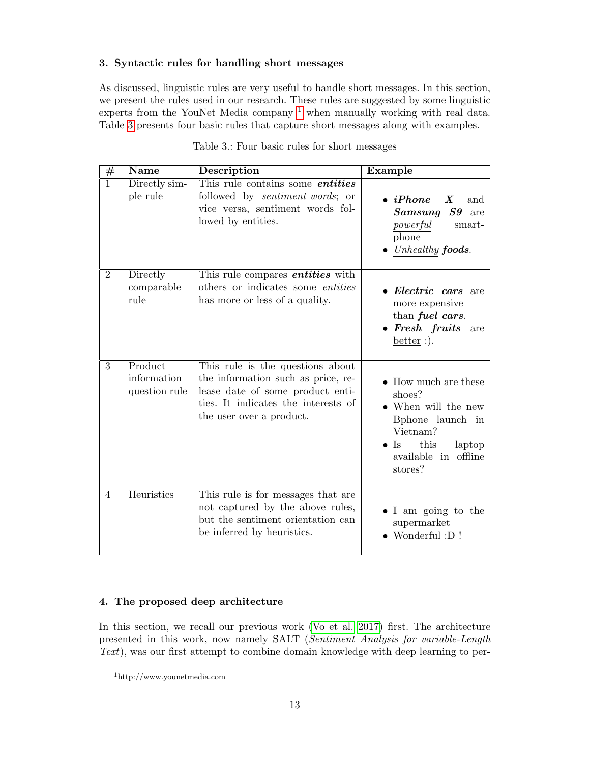## 3. Syntactic rules for handling short messages

As discussed, linguistic rules are very useful to handle short messages. In this section, we present the rules used in our research. These rules are suggested by some linguistic experts from the YouNet Media company [1] when manually working with real data. Table 3 presents four basic rules that capture short messages along with examples.

Table 3.: Four basic rules for short messages

| # | Name | Description | Example |
|---|---|---|---|
| 1 | Directly simple rule | This rule contains some ***entities*** followed by *sentiment words*; or vice versa, sentiment words followed by entities. | • ***iPhone X*** and ***Samsung S9*** are *powerful* smartphone<br>• *Unhealthy* ***foods***. |
| 2 | Directly comparable rule | This rule compares ***entities*** with others or indicates some *entities* has more or less of a quality. | • ***Electric cars*** are more expensive than ***fuel cars***.<br>• ***Fresh fruits*** are better :). |
| 3 | Product information question rule | This rule is the questions about the information such as price, release date of some product entities. It indicates the interests of the user over a product. | • How much are these shoes?<br>• When will the new Bphone launch in Vietnam?<br>• Is this laptop available in offline stores? |
| 4 | Heuristics | This rule is for messages that are not captured by the above rules, but the sentiment orientation can be inferred by heuristics. | • I am going to the supermarket<br>• Wonderful :D ! |

## 4. The proposed deep architecture

In this section, we recall our previous work (Vo et al. 2017) first. The architecture presented in this work, now namely SALT (*Sentiment Analysis for variable-Length Text*), was our first attempt to combine domain knowledge with deep learning to per-

[1] http://www.younetmedia.com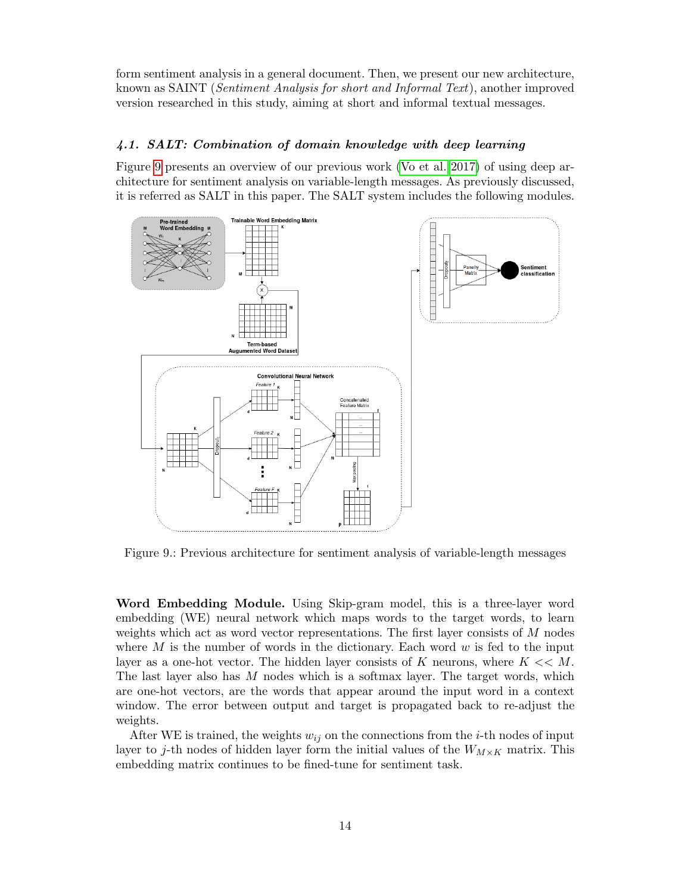form sentiment analysis in a general document. Then, we present our new architecture, known as SAINT (*Sentiment Analysis for short and Informal Text*), another improved version researched in this study, aiming at short and informal textual messages.

### 4.1. SALT: Combination of domain knowledge with deep learning

Figure 9 presents an overview of our previous work (Vo et al. 2017) of using deep architecture for sentiment analysis on variable-length messages. As previously discussed, it is referred as SALT in this paper. The SALT system includes the following modules.

Figure 9.: Previous architecture for sentiment analysis of variable-length messages

**Word Embedding Module.** Using Skip-gram model, this is a three-layer word embedding (WE) neural network which maps words to the target words, to learn weights which act as word vector representations. The first layer consists of $M$ nodes where $M$ is the number of words in the dictionary. Each word $w$ is fed to the input layer as a one-hot vector. The hidden layer consists of $K$ neurons, where $K << M$. The last layer also has $M$ nodes which is a softmax layer. The target words, which are one-hot vectors, are the words that appear around the input word in a context window. The error between output and target is propagated back to re-adjust the weights.

After WE is trained, the weights $w_{ij}$ on the connections from the $i$-th nodes of input layer to $j$-th nodes of hidden layer form the initial values of the $W_{M \times K}$ matrix. This embedding matrix continues to be fined-tune for sentiment task.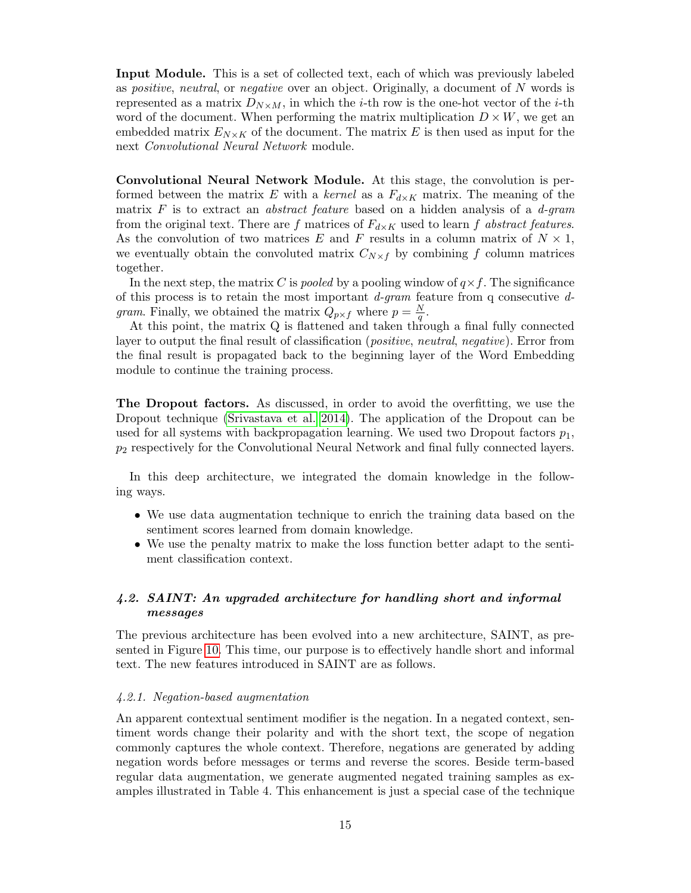**Input Module.** This is a set of collected text, each of which was previously labeled as *positive*, *neutral*, or *negative* over an object. Originally, a document of $N$ words is represented as a matrix $D_{N \times M}$, in which the $i$-th row is the one-hot vector of the $i$-th word of the document. When performing the matrix multiplication $D \times W$, we get an embedded matrix $E_{N \times K}$ of the document. The matrix $E$ is then used as input for the next *Convolutional Neural Network* module.

**Convolutional Neural Network Module.** At this stage, the convolution is performed between the matrix $E$ with a *kernel* as a $F_{d \times K}$ matrix. The meaning of the matrix $F$ is to extract an *abstract feature* based on a hidden analysis of a *d-gram* from the original text. There are $f$ matrices of $F_{d \times K}$ used to learn $f$ *abstract features*. As the convolution of two matrices $E$ and $F$ results in a column matrix of $N \times 1$, we eventually obtain the convoluted matrix $C_{N \times f}$ by combining $f$ column matrices together.

In the next step, the matrix $C$ is *pooled* by a pooling window of $q \times f$. The significance of this process is to retain the most important *d-gram* feature from q consecutive *d-gram*. Finally, we obtained the matrix $Q_{p \times f}$ where $p = \frac{N}{q}$.

At this point, the matrix Q is flattened and taken through a final fully connected layer to output the final result of classification (*positive*, *neutral*, *negative*). Error from the final result is propagated back to the beginning layer of the Word Embedding module to continue the training process.

**The Dropout factors.** As discussed, in order to avoid the overfitting, we use the Dropout technique (Srivastava et al. 2014). The application of the Dropout can be used for all systems with backpropagation learning. We used two Dropout factors $p_1$, $p_2$ respectively for the Convolutional Neural Network and final fully connected layers.

In this deep architecture, we integrated the domain knowledge in the following ways.

- We use data augmentation technique to enrich the training data based on the sentiment scores learned from domain knowledge.
- We use the penalty matrix to make the loss function better adapt to the sentiment classification context.

### 4.2. SAINT: An upgraded architecture for handling short and informal messages

The previous architecture has been evolved into a new architecture, SAINT, as presented in Figure 10. This time, our purpose is to effectively handle short and informal text. The new features introduced in SAINT are as follows.

#### 4.2.1. Negation-based augmentation

An apparent contextual sentiment modifier is the negation. In a negated context, sentiment words change their polarity and with the short text, the scope of negation commonly captures the whole context. Therefore, negations are generated by adding negation words before messages or terms and reverse the scores. Beside term-based regular data augmentation, we generate augmented negated training samples as examples illustrated in Table 4. This enhancement is just a special case of the technique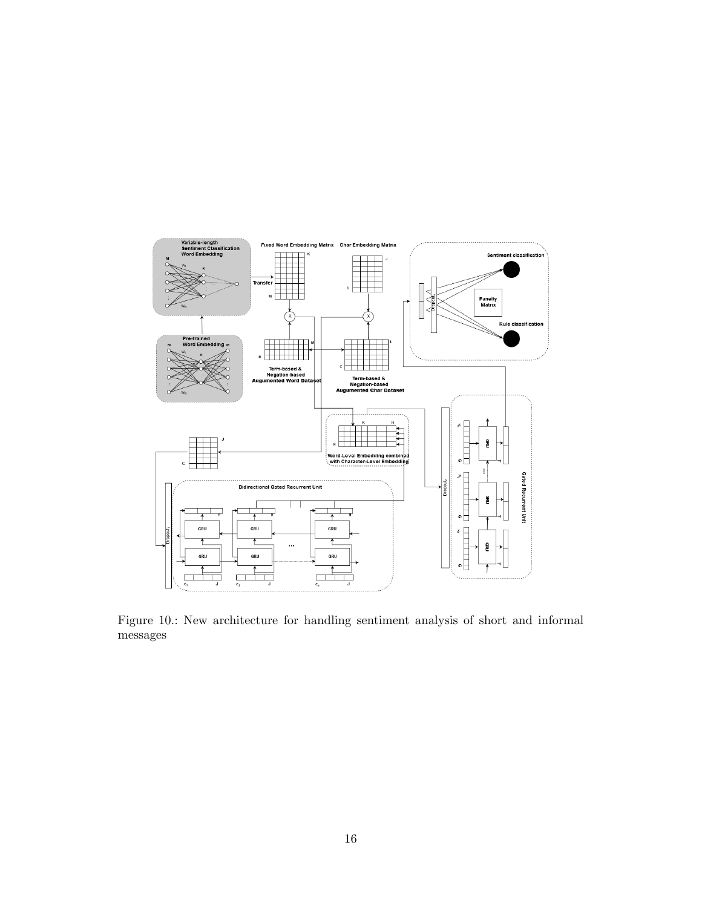Figure 10.: New architecture for handling sentiment analysis of short and informal messages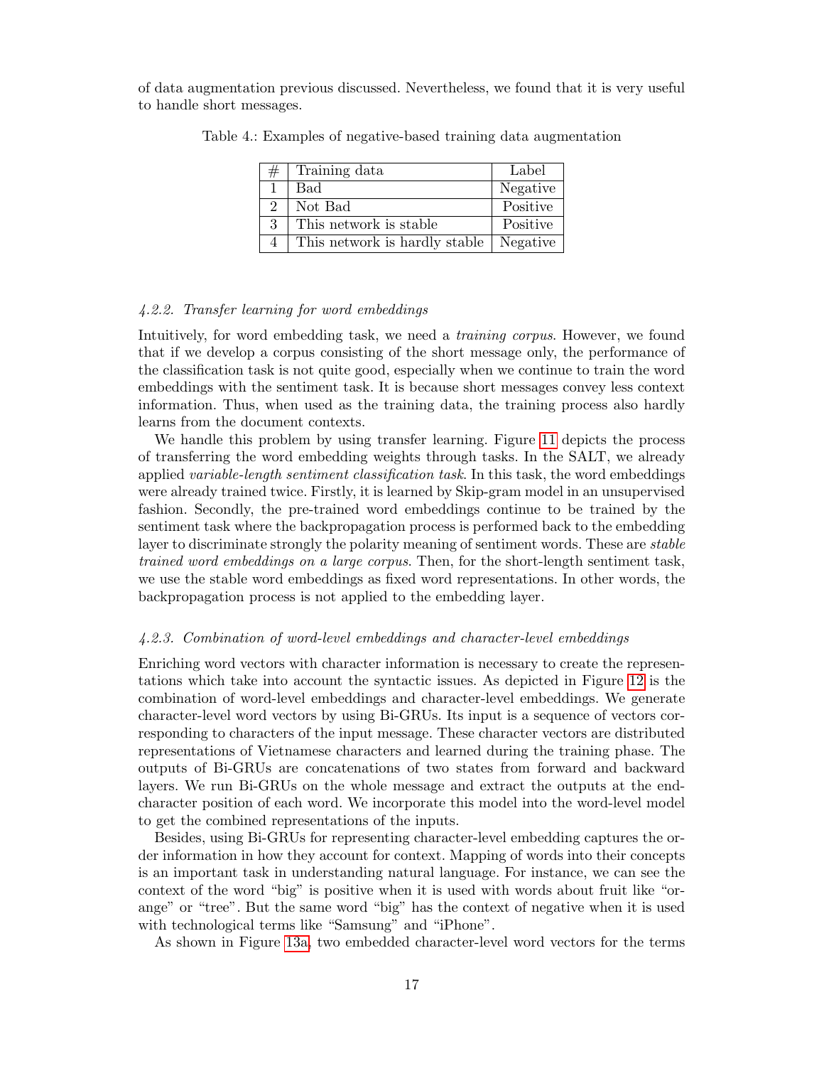of data augmentation previous discussed. Nevertheless, we found that it is very useful to handle short messages.

Table 4.: Examples of negative-based training data augmentation

| # | Training data | Label |
|---|---|---|
| 1 | Bad | Negative |
| 2 | Not Bad | Positive |
| 3 | This network is stable | Positive |
| 4 | This network is hardly stable | Negative |

#### *4.2.2. Transfer learning for word embeddings*

Intuitively, for word embedding task, we need a *training corpus*. However, we found that if we develop a corpus consisting of the short message only, the performance of the classification task is not quite good, especially when we continue to train the word embeddings with the sentiment task. It is because short messages convey less context information. Thus, when used as the training data, the training process also hardly learns from the document contexts.

We handle this problem by using transfer learning. Figure 11 depicts the process of transferring the word embedding weights through tasks. In the SALT, we already applied *variable-length sentiment classification task*. In this task, the word embeddings were already trained twice. Firstly, it is learned by Skip-gram model in an unsupervised fashion. Secondly, the pre-trained word embeddings continue to be trained by the sentiment task where the backpropagation process is performed back to the embedding layer to discriminate strongly the polarity meaning of sentiment words. These are *stable trained word embeddings on a large corpus*. Then, for the short-length sentiment task, we use the stable word embeddings as fixed word representations. In other words, the backpropagation process is not applied to the embedding layer.

#### *4.2.3. Combination of word-level embeddings and character-level embeddings*

Enriching word vectors with character information is necessary to create the representations which take into account the syntactic issues. As depicted in Figure 12 is the combination of word-level embeddings and character-level embeddings. We generate character-level word vectors by using Bi-GRUs. Its input is a sequence of vectors corresponding to characters of the input message. These character vectors are distributed representations of Vietnamese characters and learned during the training phase. The outputs of Bi-GRUs are concatenations of two states from forward and backward layers. We run Bi-GRUs on the whole message and extract the outputs at the end-character position of each word. We incorporate this model into the word-level model to get the combined representations of the inputs.

Besides, using Bi-GRUs for representing character-level embedding captures the order information in how they account for context. Mapping of words into their concepts is an important task in understanding natural language. For instance, we can see the context of the word "big" is positive when it is used with words about fruit like "orange" or "tree". But the same word "big" has the context of negative when it is used with technological terms like "Samsung" and "iPhone".

As shown in Figure 13a, two embedded character-level word vectors for the terms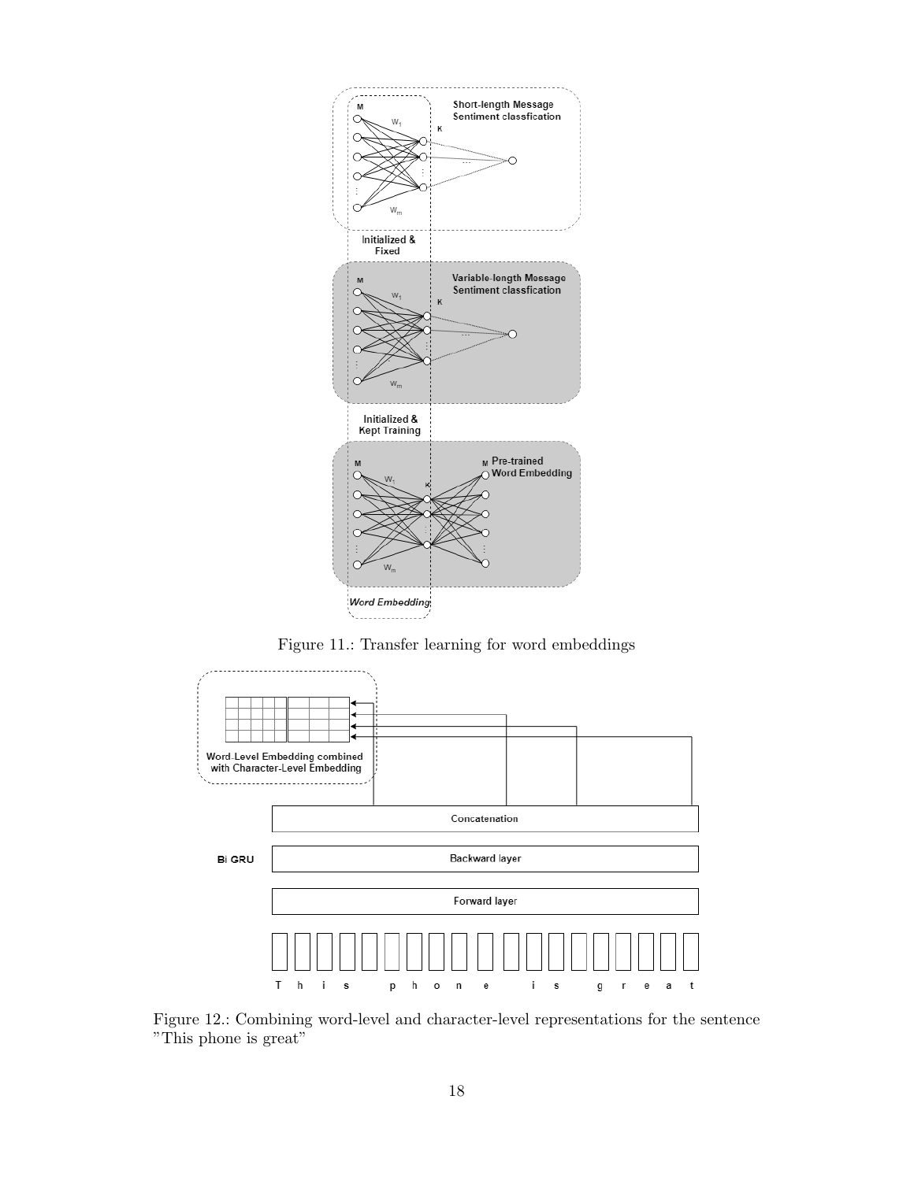Figure 11.: Transfer learning for word embeddings

Figure 12.: Combining word-level and character-level representations for the sentence "This phone is great"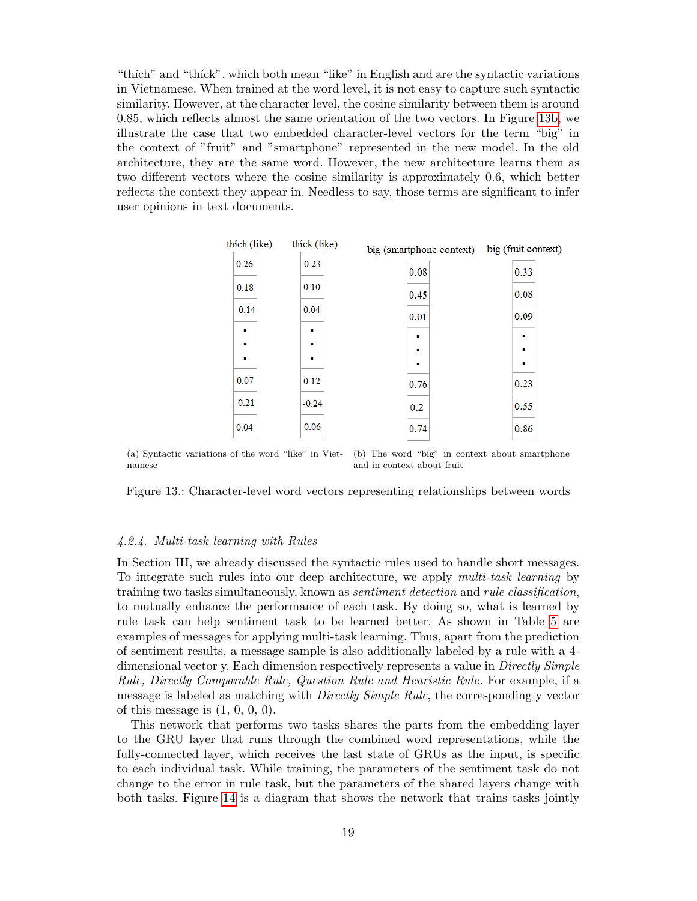"thı́ch" and "thı́ck", which both mean "like" in English and are the syntactic variations in Vietnamese. When trained at the word level, it is not easy to capture such syntactic similarity. However, at the character level, the cosine similarity between them is around 0.85, which reflects almost the same orientation of the two vectors. In Figure 13b, we illustrate the case that two embedded character-level vectors for the term "big" in the context of "fruit" and "smartphone" represented in the new model. In the old architecture, they are the same word. However, the new architecture learns them as two different vectors where the cosine similarity is approximately 0.6, which better reflects the context they appear in. Needless to say, those terms are significant to infer user opinions in text documents.

| thich (like) | thick (like) |
|---|---|
| 0.26 | 0.23 |
| 0.18 | 0.10 |
| -0.14 | 0.04 |
| ⋮ | ⋮ |
| 0.07 | 0.12 |
| -0.21 | -0.24 |
| 0.04 | 0.06 |

(a) Syntactic variations of the word "like" in Vietnamese

| big (smartphone context) | big (fruit context) |
|---|---|
| 0.08 | 0.33 |
| 0.45 | 0.08 |
| 0.01 | 0.09 |
| ⋮ | ⋮ |
| 0.76 | 0.23 |
| 0.2 | 0.55 |
| 0.74 | 0.86 |

(b) The word "big" in context about smartphone and in context about fruit

Figure 13.: Character-level word vectors representing relationships between words

#### 4.2.4. Multi-task learning with Rules

In Section III, we already discussed the syntactic rules used to handle short messages. To integrate such rules into our deep architecture, we apply *multi-task learning* by training two tasks simultaneously, known as *sentiment detection* and *rule classification*, to mutually enhance the performance of each task. By doing so, what is learned by rule task can help sentiment task to be learned better. As shown in Table 5 are examples of messages for applying multi-task learning. Thus, apart from the prediction of sentiment results, a message sample is also additionally labeled by a rule with a 4-dimensional vector y. Each dimension respectively represents a value in *Directly Simple Rule, Directly Comparable Rule, Question Rule and Heuristic Rule*. For example, if a message is labeled as matching with *Directly Simple Rule*, the corresponding y vector of this message is (1, 0, 0, 0).

This network that performs two tasks shares the parts from the embedding layer to the GRU layer that runs through the combined word representations, while the fully-connected layer, which receives the last state of GRUs as the input, is specific to each individual task. While training, the parameters of the sentiment task do not change to the error in rule task, but the parameters of the shared layers change with both tasks. Figure 14 is a diagram that shows the network that trains tasks jointly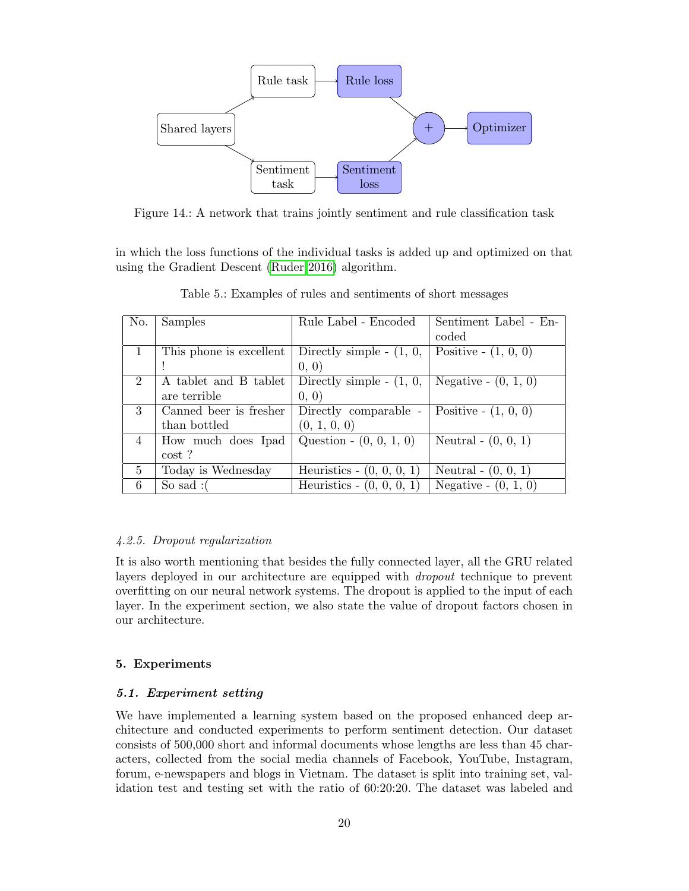Figure 14.: A network that trains jointly sentiment and rule classification task

in which the loss functions of the individual tasks is added up and optimized on that using the Gradient Descent (Ruder 2016) algorithm.

Table 5.: Examples of rules and sentiments of short messages

| No. | Samples | Rule Label - Encoded | Sentiment Label - Encoded |
|---|---|---|---|
| 1 | This phone is excellent ! | Directly simple - (1, 0, 0, 0) | Positive - (1, 0, 0) |
| 2 | A tablet and B tablet are terrible | Directly simple - (1, 0, 0, 0) | Negative - (0, 1, 0) |
| 3 | Canned beer is fresher than bottled | Directly comparable - (0, 1, 0, 0) | Positive - (1, 0, 0) |
| 4 | How much does Ipad cost ? | Question - (0, 0, 1, 0) | Neutral - (0, 0, 1) |
| 5 | Today is Wednesday | Heuristics - (0, 0, 0, 1) | Neutral - (0, 0, 1) |
| 6 | So sad :( | Heuristics - (0, 0, 0, 1) | Negative - (0, 1, 0) |

#### *4.2.5. Dropout regularization*

It is also worth mentioning that besides the fully connected layer, all the GRU related layers deployed in our architecture are equipped with *dropout* technique to prevent overfitting on our neural network systems. The dropout is applied to the input of each layer. In the experiment section, we also state the value of dropout factors chosen in our architecture.

## 5. Experiments

### *5.1. Experiment setting*

We have implemented a learning system based on the proposed enhanced deep architecture and conducted experiments to perform sentiment detection. Our dataset consists of 500,000 short and informal documents whose lengths are less than 45 characters, collected from the social media channels of Facebook, YouTube, Instagram, forum, e-newspapers and blogs in Vietnam. The dataset is split into training set, validation test and testing set with the ratio of 60:20:20. The dataset was labeled and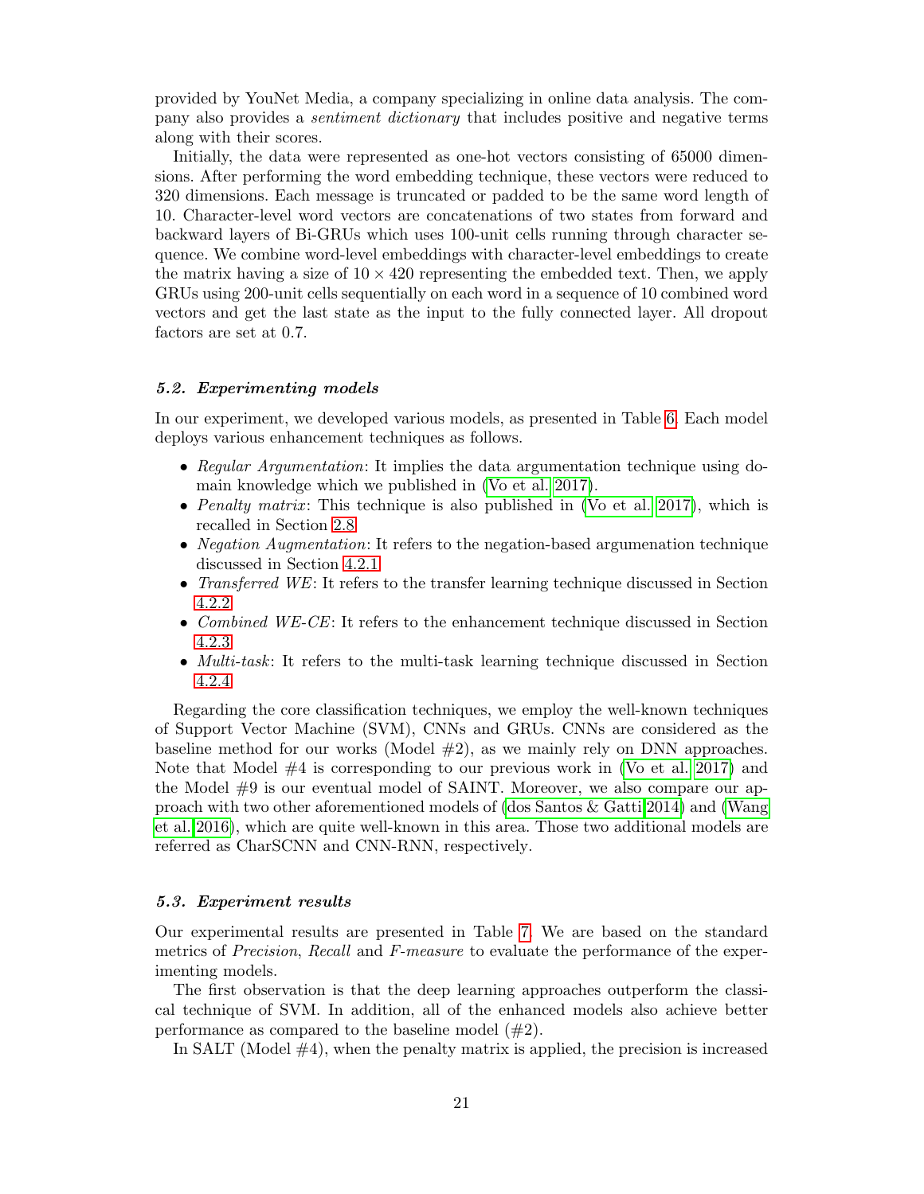provided by YouNet Media, a company specializing in online data analysis. The company also provides a *sentiment dictionary* that includes positive and negative terms along with their scores.

Initially, the data were represented as one-hot vectors consisting of 65000 dimensions. After performing the word embedding technique, these vectors were reduced to 320 dimensions. Each message is truncated or padded to be the same word length of 10. Character-level word vectors are concatenations of two states from forward and backward layers of Bi-GRUs which uses 100-unit cells running through character sequence. We combine word-level embeddings with character-level embeddings to create the matrix having a size of $10 \times 420$ representing the embedded text. Then, we apply GRUs using 200-unit cells sequentially on each word in a sequence of 10 combined word vectors and get the last state as the input to the fully connected layer. All dropout factors are set at 0.7.

### *5.2. Experimenting models*

In our experiment, we developed various models, as presented in Table 6. Each model deploys various enhancement techniques as follows.

- *Regular Argumentation*: It implies the data argumentation technique using domain knowledge which we published in (Vo et al. 2017).
- *Penalty matrix*: This technique is also published in (Vo et al. 2017), which is recalled in Section 2.8.
- *Negation Augmentation*: It refers to the negation-based argumenation technique discussed in Section 4.2.1.
- *Transferred WE*: It refers to the transfer learning technique discussed in Section 4.2.2.
- *Combined WE-CE*: It refers to the enhancement technique discussed in Section 4.2.3.
- *Multi-task*: It refers to the multi-task learning technique discussed in Section 4.2.4.

Regarding the core classification techniques, we employ the well-known techniques of Support Vector Machine (SVM), CNNs and GRUs. CNNs are considered as the baseline method for our works (Model #2), as we mainly rely on DNN approaches. Note that Model #4 is corresponding to our previous work in (Vo et al. 2017) and the Model #9 is our eventual model of SAINT. Moreover, we also compare our approach with two other aforementioned models of (dos Santos & Gatti 2014) and (Wang et al. 2016), which are quite well-known in this area. Those two additional models are referred as CharSCNN and CNN-RNN, respectively.

### *5.3. Experiment results*

Our experimental results are presented in Table 7. We are based on the standard metrics of *Precision*, *Recall* and *F-measure* to evaluate the performance of the experimenting models.

The first observation is that the deep learning approaches outperform the classical technique of SVM. In addition, all of the enhanced models also achieve better performance as compared to the baseline model (#2).

In SALT (Model #4), when the penalty matrix is applied, the precision is increased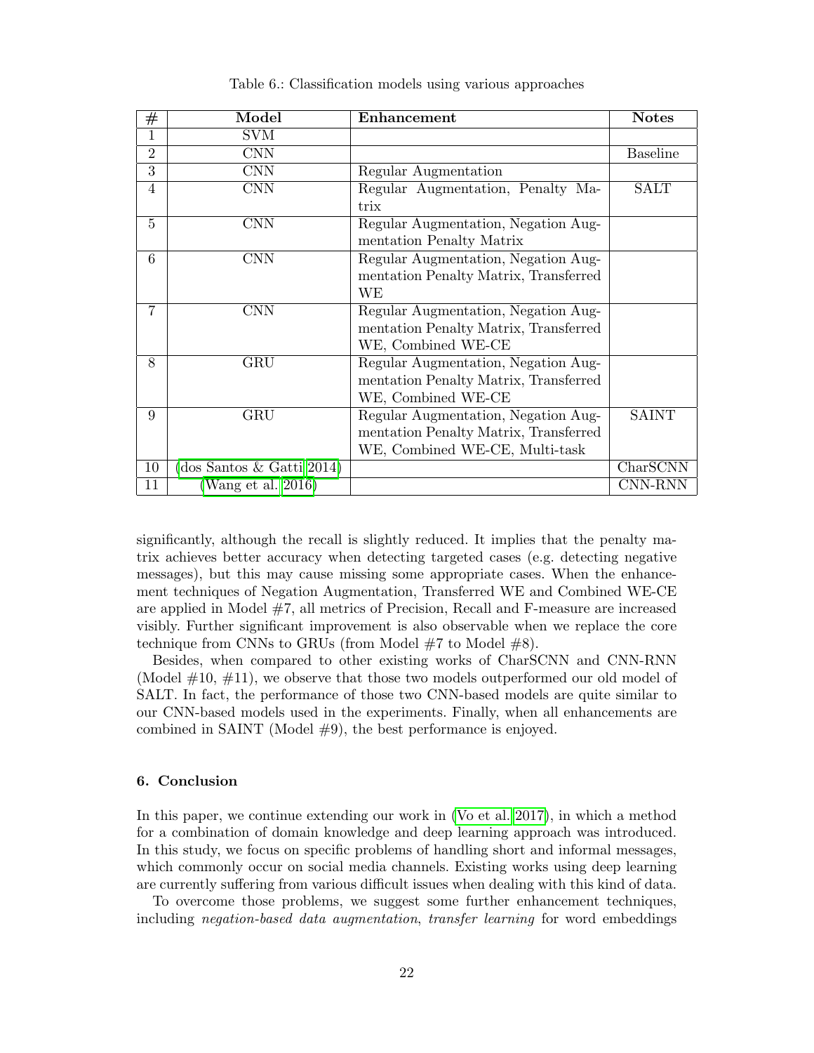Table 6.: Classification models using various approaches

| # | Model | Enhancement | Notes |
|---|---|---|---|
| 1 | SVM | | |
| 2 | CNN | | Baseline |
| 3 | CNN | Regular Augmentation | |
| 4 | CNN | Regular Augmentation, Penalty Matrix | SALT |
| 5 | CNN | Regular Augmentation, Negation Augmentation Penalty Matrix | |
| 6 | CNN | Regular Augmentation, Negation Augmentation Penalty Matrix, Transferred WE | |
| 7 | CNN | Regular Augmentation, Negation Augmentation Penalty Matrix, Transferred WE, Combined WE-CE | |
| 8 | GRU | Regular Augmentation, Negation Augmentation Penalty Matrix, Transferred WE, Combined WE-CE | |
| 9 | GRU | Regular Augmentation, Negation Augmentation Penalty Matrix, Transferred WE, Combined WE-CE, Multi-task | SAINT |
| 10 | (dos Santos & Gatti 2014) | | CharSCNN |
| 11 | (Wang et al. 2016) | | CNN-RNN |

significantly, although the recall is slightly reduced. It implies that the penalty matrix achieves better accuracy when detecting targeted cases (e.g. detecting negative messages), but this may cause missing some appropriate cases. When the enhancement techniques of Negation Augmentation, Transferred WE and Combined WE-CE are applied in Model #7, all metrics of Precision, Recall and F-measure are increased visibly. Further significant improvement is also observable when we replace the core technique from CNNs to GRUs (from Model #7 to Model #8).

Besides, when compared to other existing works of CharSCNN and CNN-RNN (Model #10, #11), we observe that those two models outperformed our old model of SALT. In fact, the performance of those two CNN-based models are quite similar to our CNN-based models used in the experiments. Finally, when all enhancements are combined in SAINT (Model #9), the best performance is enjoyed.

## 6. Conclusion

In this paper, we continue extending our work in (Vo et al. 2017), in which a method for a combination of domain knowledge and deep learning approach was introduced. In this study, we focus on specific problems of handling short and informal messages, which commonly occur on social media channels. Existing works using deep learning are currently suffering from various difficult issues when dealing with this kind of data.

To overcome those problems, we suggest some further enhancement techniques, including *negation-based data augmentation*, *transfer learning* for word embeddings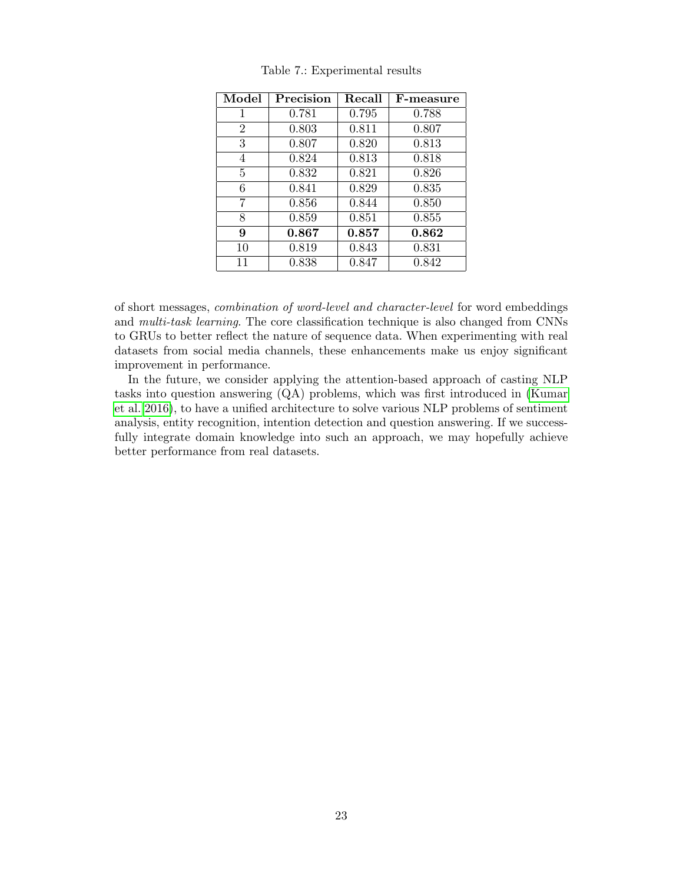Table 7.: Experimental results

| Model | Precision | Recall | F-measure |
|---|---|---|---|
| 1 | 0.781 | 0.795 | 0.788 |
| 2 | 0.803 | 0.811 | 0.807 |
| 3 | 0.807 | 0.820 | 0.813 |
| 4 | 0.824 | 0.813 | 0.818 |
| 5 | 0.832 | 0.821 | 0.826 |
| 6 | 0.841 | 0.829 | 0.835 |
| 7 | 0.856 | 0.844 | 0.850 |
| 8 | 0.859 | 0.851 | 0.855 |
| **9** | **0.867** | **0.857** | **0.862** |
| 10 | 0.819 | 0.843 | 0.831 |
| 11 | 0.838 | 0.847 | 0.842 |

of short messages, *combination of word-level and character-level* for word embeddings and *multi-task learning*. The core classification technique is also changed from CNNs to GRUs to better reflect the nature of sequence data. When experimenting with real datasets from social media channels, these enhancements make us enjoy significant improvement in performance.

In the future, we consider applying the attention-based approach of casting NLP tasks into question answering (QA) problems, which was first introduced in (Kumar et al. 2016), to have a unified architecture to solve various NLP problems of sentiment analysis, entity recognition, intention detection and question answering. If we successfully integrate domain knowledge into such an approach, we may hopefully achieve better performance from real datasets.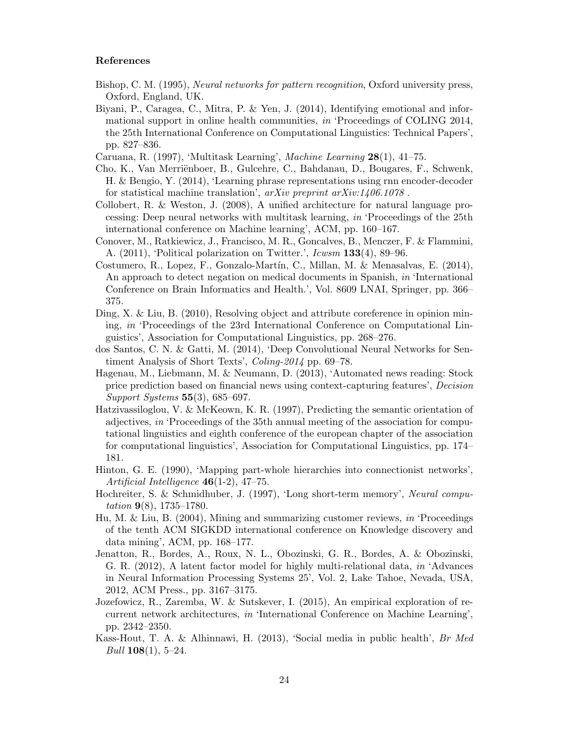## References

Bishop, C. M. (1995), *Neural networks for pattern recognition*, Oxford university press, Oxford, England, UK.

Biyani, P., Caragea, C., Mitra, P. & Yen, J. (2014), Identifying emotional and informational support in online health communities, *in* 'Proceedings of COLING 2014, the 25th International Conference on Computational Linguistics: Technical Papers', pp. 827–836.

Caruana, R. (1997), 'Multitask Learning', *Machine Learning* **28**(1), 41–75.

Cho, K., Van Merriënboer, B., Gulcehre, C., Bahdanau, D., Bougares, F., Schwenk, H. & Bengio, Y. (2014), 'Learning phrase representations using rnn encoder-decoder for statistical machine translation', *arXiv preprint arXiv:1406.1078* .

Collobert, R. & Weston, J. (2008), A unified architecture for natural language processing: Deep neural networks with multitask learning, *in* 'Proceedings of the 25th international conference on Machine learning', ACM, pp. 160–167.

Conover, M., Ratkiewicz, J., Francisco, M. R., Goncalves, B., Menczer, F. & Flammini, A. (2011), 'Political polarization on Twitter.', *Icwsm* **133**(4), 89–96.

Costumero, R., Lopez, F., Gonzalo-Martín, C., Millan, M. & Menasalvas, E. (2014), An approach to detect negation on medical documents in Spanish, *in* 'International Conference on Brain Informatics and Health.', Vol. 8609 LNAI, Springer, pp. 366–375.

Ding, X. & Liu, B. (2010), Resolving object and attribute coreference in opinion mining, *in* 'Proceedings of the 23rd International Conference on Computational Linguistics', Association for Computational Linguistics, pp. 268–276.

dos Santos, C. N. & Gatti, M. (2014), 'Deep Convolutional Neural Networks for Sentiment Analysis of Short Texts', *Coling-2014* pp. 69–78.

Hagenau, M., Liebmann, M. & Neumann, D. (2013), 'Automated news reading: Stock price prediction based on financial news using context-capturing features', *Decision Support Systems* **55**(3), 685–697.

Hatzivassiloglou, V. & McKeown, K. R. (1997), Predicting the semantic orientation of adjectives, *in* 'Proceedings of the 35th annual meeting of the association for computational linguistics and eighth conference of the european chapter of the association for computational linguistics', Association for Computational Linguistics, pp. 174–181.

Hinton, G. E. (1990), 'Mapping part-whole hierarchies into connectionist networks', *Artificial Intelligence* **46**(1-2), 47–75.

Hochreiter, S. & Schmidhuber, J. (1997), 'Long short-term memory', *Neural computation* **9**(8), 1735–1780.

Hu, M. & Liu, B. (2004), Mining and summarizing customer reviews, *in* 'Proceedings of the tenth ACM SIGKDD international conference on Knowledge discovery and data mining', ACM, pp. 168–177.

Jenatton, R., Bordes, A., Roux, N. L., Obozinski, G. R., Bordes, A. & Obozinski, G. R. (2012), A latent factor model for highly multi-relational data, *in* 'Advances in Neural Information Processing Systems 25', Vol. 2, Lake Tahoe, Nevada, USA, 2012, ACM Press., pp. 3167–3175.

Jozefowicz, R., Zaremba, W. & Sutskever, I. (2015), An empirical exploration of recurrent network architectures, *in* 'International Conference on Machine Learning', pp. 2342–2350.

Kass-Hout, T. A. & Alhinnawi, H. (2013), 'Social media in public health', *Br Med Bull* **108**(1), 5–24.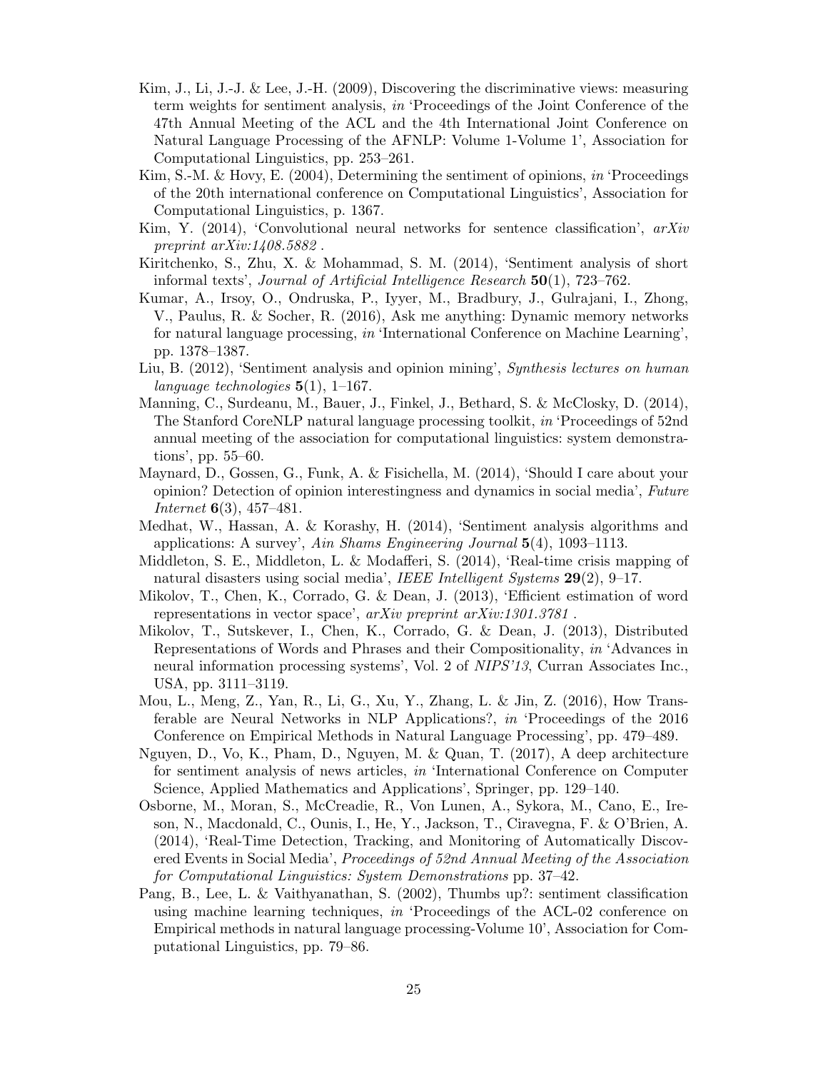Kim, J., Li, J.-J. & Lee, J.-H. (2009), Discovering the discriminative views: measuring term weights for sentiment analysis, *in* 'Proceedings of the Joint Conference of the 47th Annual Meeting of the ACL and the 4th International Joint Conference on Natural Language Processing of the AFNLP: Volume 1-Volume 1', Association for Computational Linguistics, pp. 253–261.

Kim, S.-M. & Hovy, E. (2004), Determining the sentiment of opinions, *in* 'Proceedings of the 20th international conference on Computational Linguistics', Association for Computational Linguistics, p. 1367.

Kim, Y. (2014), 'Convolutional neural networks for sentence classification', *arXiv preprint arXiv:1408.5882* .

Kiritchenko, S., Zhu, X. & Mohammad, S. M. (2014), 'Sentiment analysis of short informal texts', *Journal of Artificial Intelligence Research* **50**(1), 723–762.

Kumar, A., Irsoy, O., Ondruska, P., Iyyer, M., Bradbury, J., Gulrajani, I., Zhong, V., Paulus, R. & Socher, R. (2016), Ask me anything: Dynamic memory networks for natural language processing, *in* 'International Conference on Machine Learning', pp. 1378–1387.

Liu, B. (2012), 'Sentiment analysis and opinion mining', *Synthesis lectures on human language technologies* **5**(1), 1–167.

Manning, C., Surdeanu, M., Bauer, J., Finkel, J., Bethard, S. & McClosky, D. (2014), The Stanford CoreNLP natural language processing toolkit, *in* 'Proceedings of 52nd annual meeting of the association for computational linguistics: system demonstrations', pp. 55–60.

Maynard, D., Gossen, G., Funk, A. & Fisichella, M. (2014), 'Should I care about your opinion? Detection of opinion interestingness and dynamics in social media', *Future Internet* **6**(3), 457–481.

Medhat, W., Hassan, A. & Korashy, H. (2014), 'Sentiment analysis algorithms and applications: A survey', *Ain Shams Engineering Journal* **5**(4), 1093–1113.

Middleton, S. E., Middleton, L. & Modafferi, S. (2014), 'Real-time crisis mapping of natural disasters using social media', *IEEE Intelligent Systems* **29**(2), 9–17.

Mikolov, T., Chen, K., Corrado, G. & Dean, J. (2013), 'Efficient estimation of word representations in vector space', *arXiv preprint arXiv:1301.3781* .

Mikolov, T., Sutskever, I., Chen, K., Corrado, G. & Dean, J. (2013), Distributed Representations of Words and Phrases and their Compositionality, *in* 'Advances in neural information processing systems', Vol. 2 of *NIPS'13*, Curran Associates Inc., USA, pp. 3111–3119.

Mou, L., Meng, Z., Yan, R., Li, G., Xu, Y., Zhang, L. & Jin, Z. (2016), How Transferable are Neural Networks in NLP Applications?, *in* 'Proceedings of the 2016 Conference on Empirical Methods in Natural Language Processing', pp. 479–489.

Nguyen, D., Vo, K., Pham, D., Nguyen, M. & Quan, T. (2017), A deep architecture for sentiment analysis of news articles, *in* 'International Conference on Computer Science, Applied Mathematics and Applications', Springer, pp. 129–140.

Osborne, M., Moran, S., McCreadie, R., Von Lunen, A., Sykora, M., Cano, E., Ireson, N., Macdonald, C., Ounis, I., He, Y., Jackson, T., Ciravegna, F. & O'Brien, A. (2014), 'Real-Time Detection, Tracking, and Monitoring of Automatically Discovered Events in Social Media', *Proceedings of 52nd Annual Meeting of the Association for Computational Linguistics: System Demonstrations* pp. 37–42.

Pang, B., Lee, L. & Vaithyanathan, S. (2002), Thumbs up?: sentiment classification using machine learning techniques, *in* 'Proceedings of the ACL-02 conference on Empirical methods in natural language processing-Volume 10', Association for Computational Linguistics, pp. 79–86.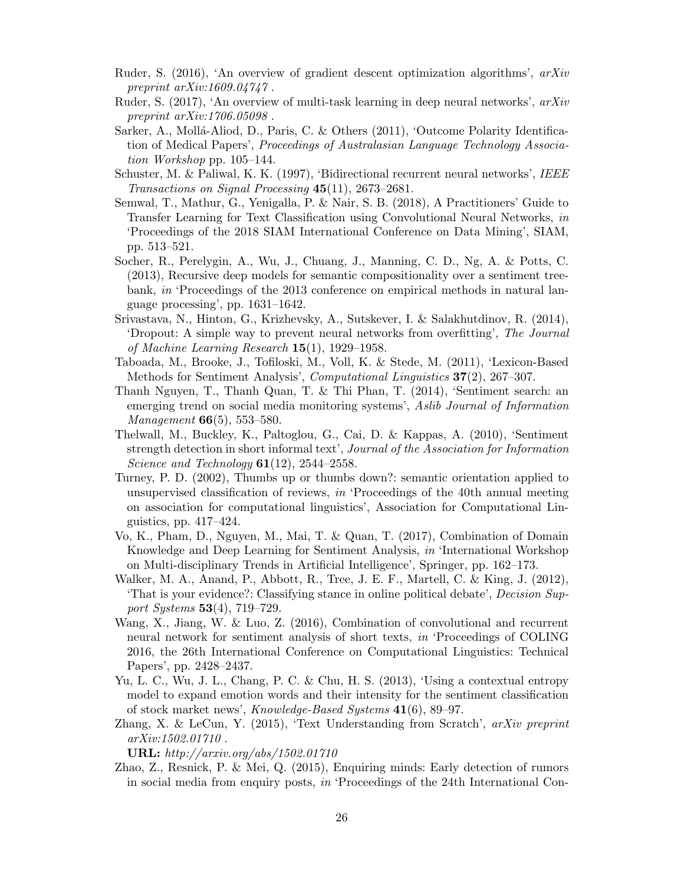Ruder, S. (2016), 'An overview of gradient descent optimization algorithms', *arXiv preprint arXiv:1609.04747* .

Ruder, S. (2017), 'An overview of multi-task learning in deep neural networks', *arXiv preprint arXiv:1706.05098* .

Sarker, A., Mollá-Aliod, D., Paris, C. & Others (2011), 'Outcome Polarity Identification of Medical Papers', *Proceedings of Australasian Language Technology Association Workshop* pp. 105–144.

Schuster, M. & Paliwal, K. K. (1997), 'Bidirectional recurrent neural networks', *IEEE Transactions on Signal Processing* **45**(11), 2673–2681.

Semwal, T., Mathur, G., Yenigalla, P. & Nair, S. B. (2018), A Practitioners' Guide to Transfer Learning for Text Classification using Convolutional Neural Networks, *in* 'Proceedings of the 2018 SIAM International Conference on Data Mining', SIAM, pp. 513–521.

Socher, R., Perelygin, A., Wu, J., Chuang, J., Manning, C. D., Ng, A. & Potts, C. (2013), Recursive deep models for semantic compositionality over a sentiment treebank, *in* 'Proceedings of the 2013 conference on empirical methods in natural language processing', pp. 1631–1642.

Srivastava, N., Hinton, G., Krizhevsky, A., Sutskever, I. & Salakhutdinov, R. (2014), 'Dropout: A simple way to prevent neural networks from overfitting', *The Journal of Machine Learning Research* **15**(1), 1929–1958.

Taboada, M., Brooke, J., Tofiloski, M., Voll, K. & Stede, M. (2011), 'Lexicon-Based Methods for Sentiment Analysis', *Computational Linguistics* **37**(2), 267–307.

Thanh Nguyen, T., Thanh Quan, T. & Thi Phan, T. (2014), 'Sentiment search: an emerging trend on social media monitoring systems', *Aslib Journal of Information Management* **66**(5), 553–580.

Thelwall, M., Buckley, K., Paltoglou, G., Cai, D. & Kappas, A. (2010), 'Sentiment strength detection in short informal text', *Journal of the Association for Information Science and Technology* **61**(12), 2544–2558.

Turney, P. D. (2002), Thumbs up or thumbs down?: semantic orientation applied to unsupervised classification of reviews, *in* 'Proceedings of the 40th annual meeting on association for computational linguistics', Association for Computational Linguistics, pp. 417–424.

Vo, K., Pham, D., Nguyen, M., Mai, T. & Quan, T. (2017), Combination of Domain Knowledge and Deep Learning for Sentiment Analysis, *in* 'International Workshop on Multi-disciplinary Trends in Artificial Intelligence', Springer, pp. 162–173.

Walker, M. A., Anand, P., Abbott, R., Tree, J. E. F., Martell, C. & King, J. (2012), 'That is your evidence?: Classifying stance in online political debate', *Decision Support Systems* **53**(4), 719–729.

Wang, X., Jiang, W. & Luo, Z. (2016), Combination of convolutional and recurrent neural network for sentiment analysis of short texts, *in* 'Proceedings of COLING 2016, the 26th International Conference on Computational Linguistics: Technical Papers', pp. 2428–2437.

Yu, L. C., Wu, J. L., Chang, P. C. & Chu, H. S. (2013), 'Using a contextual entropy model to expand emotion words and their intensity for the sentiment classification of stock market news', *Knowledge-Based Systems* **41**(6), 89–97.

Zhang, X. & LeCun, Y. (2015), 'Text Understanding from Scratch', *arXiv preprint arXiv:1502.01710* .
**URL:** *http://arxiv.org/abs/1502.01710*

Zhao, Z., Resnick, P. & Mei, Q. (2015), Enquiring minds: Early detection of rumors in social media from enquiry posts, *in* 'Proceedings of the 24th International Con-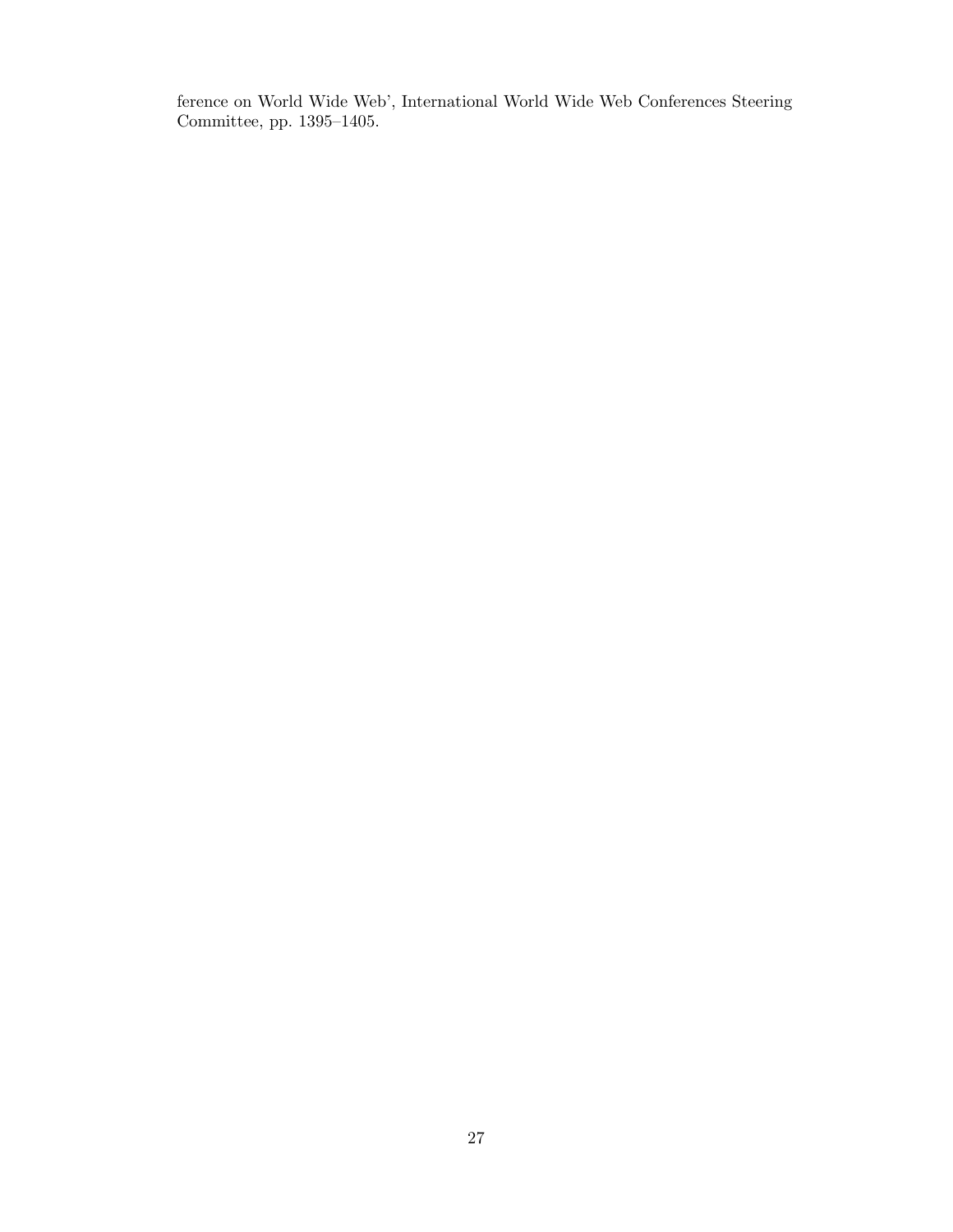ference on World Wide Web', International World Wide Web Conferences Steering Committee, pp. 1395–1405.